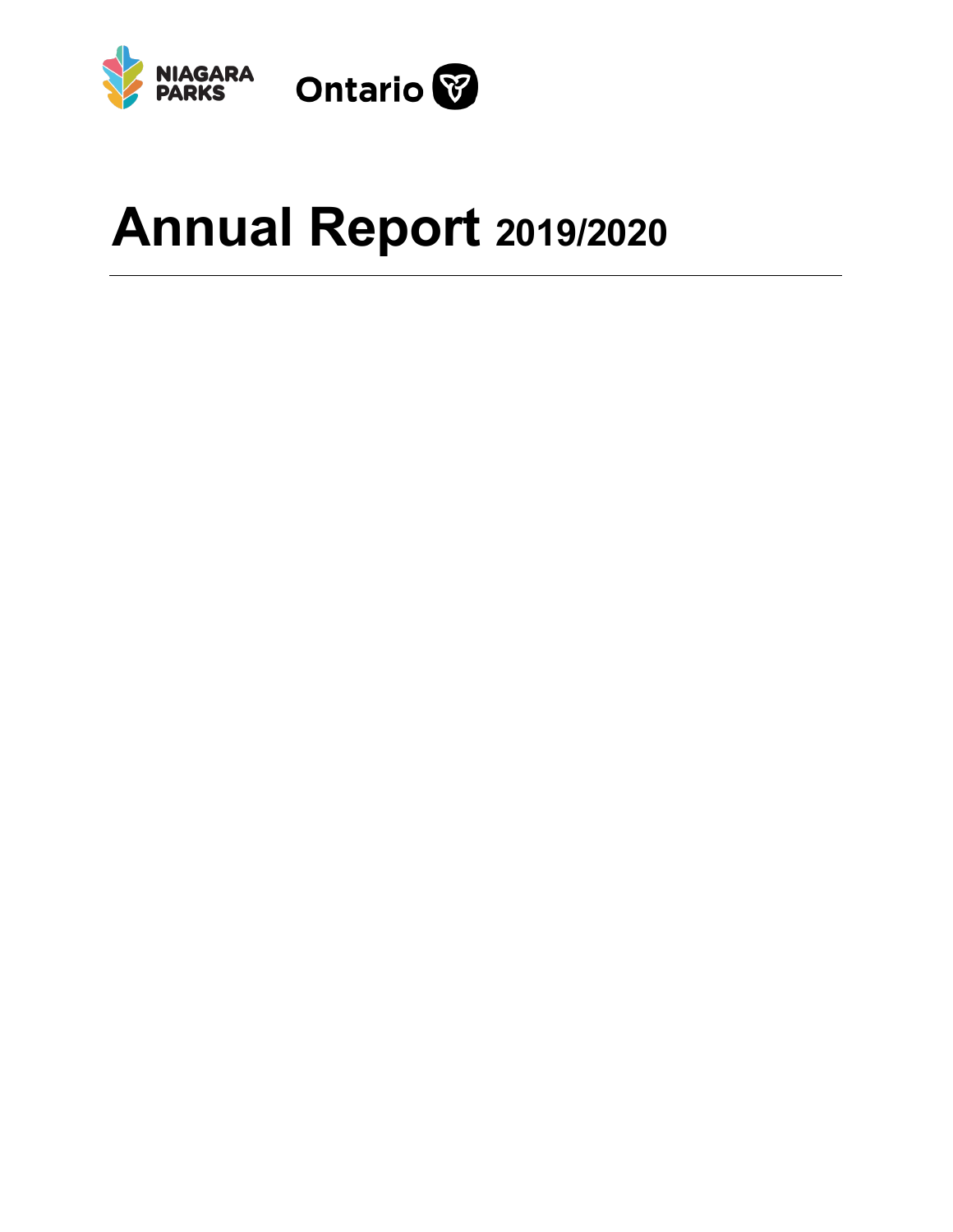NIAGARA PARKS

Ontario

# Annual Report 2019/2020

---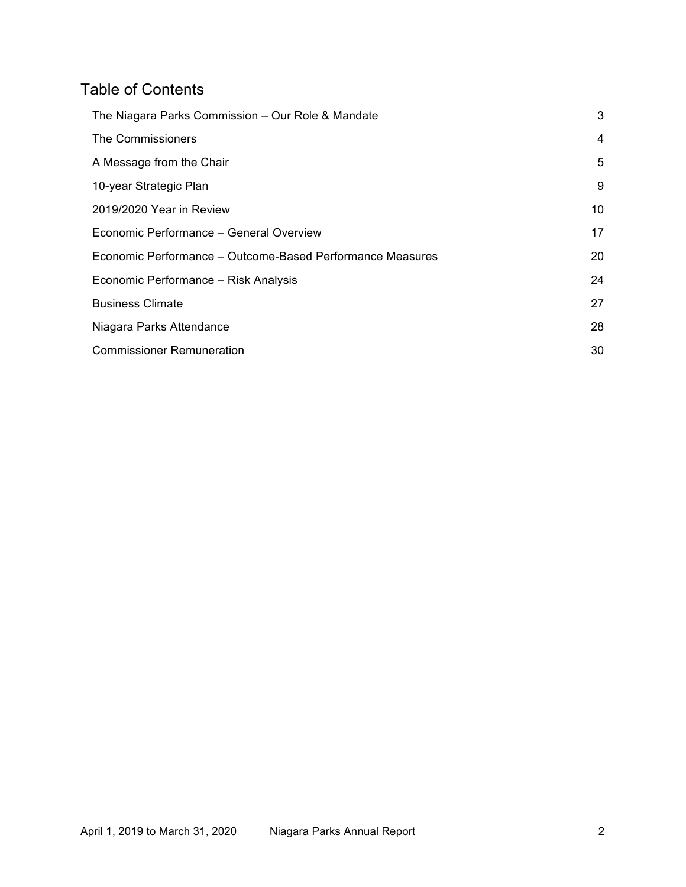## Table of Contents

| | |
|---|---|
| The Niagara Parks Commission – Our Role & Mandate | 3 |
| The Commissioners | 4 |
| A Message from the Chair | 5 |
| 10-year Strategic Plan | 9 |
| 2019/2020 Year in Review | 10 |
| Economic Performance – General Overview | 17 |
| Economic Performance – Outcome-Based Performance Measures | 20 |
| Economic Performance – Risk Analysis | 24 |
| Business Climate | 27 |
| Niagara Parks Attendance | 28 |
| Commissioner Remuneration | 30 |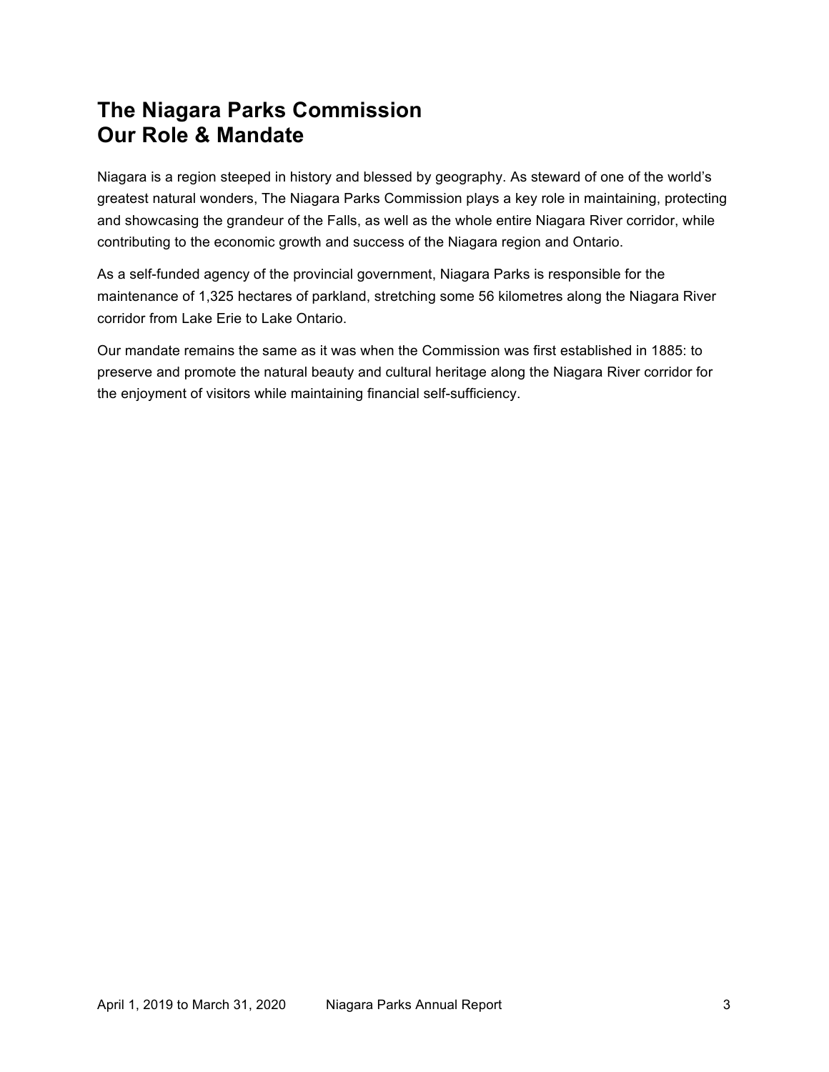# The Niagara Parks Commission
# Our Role & Mandate

Niagara is a region steeped in history and blessed by geography. As steward of one of the world's greatest natural wonders, The Niagara Parks Commission plays a key role in maintaining, protecting and showcasing the grandeur of the Falls, as well as the whole entire Niagara River corridor, while contributing to the economic growth and success of the Niagara region and Ontario.

As a self-funded agency of the provincial government, Niagara Parks is responsible for the maintenance of 1,325 hectares of parkland, stretching some 56 kilometres along the Niagara River corridor from Lake Erie to Lake Ontario.

Our mandate remains the same as it was when the Commission was first established in 1885: to preserve and promote the natural beauty and cultural heritage along the Niagara River corridor for the enjoyment of visitors while maintaining financial self-sufficiency.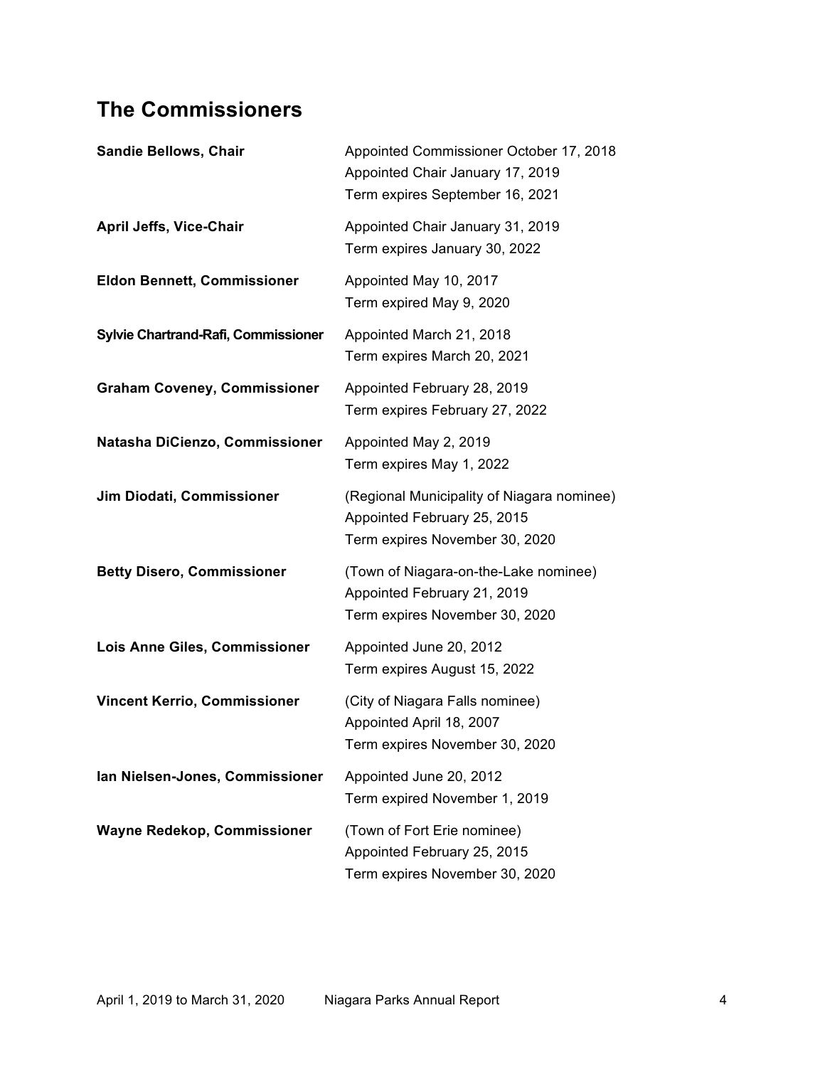## The Commissioners

**Sandie Bellows, Chair**
Appointed Commissioner October 17, 2018
Appointed Chair January 17, 2019
Term expires September 16, 2021

**April Jeffs, Vice-Chair**
Appointed Chair January 31, 2019
Term expires January 30, 2022

**Eldon Bennett, Commissioner**
Appointed May 10, 2017
Term expired May 9, 2020

**Sylvie Chartrand-Rafi, Commissioner**
Appointed March 21, 2018
Term expires March 20, 2021

**Graham Coveney, Commissioner**
Appointed February 28, 2019
Term expires February 27, 2022

**Natasha DiCienzo, Commissioner**
Appointed May 2, 2019
Term expires May 1, 2022

**Jim Diodati, Commissioner**
(Regional Municipality of Niagara nominee)
Appointed February 25, 2015
Term expires November 30, 2020

**Betty Disero, Commissioner**
(Town of Niagara-on-the-Lake nominee)
Appointed February 21, 2019
Term expires November 30, 2020

**Lois Anne Giles, Commissioner**
Appointed June 20, 2012
Term expires August 15, 2022

**Vincent Kerrio, Commissioner**
(City of Niagara Falls nominee)
Appointed April 18, 2007
Term expires November 30, 2020

**Ian Nielsen-Jones, Commissioner**
Appointed June 20, 2012
Term expired November 1, 2019

**Wayne Redekop, Commissioner**
(Town of Fort Erie nominee)
Appointed February 25, 2015
Term expires November 30, 2020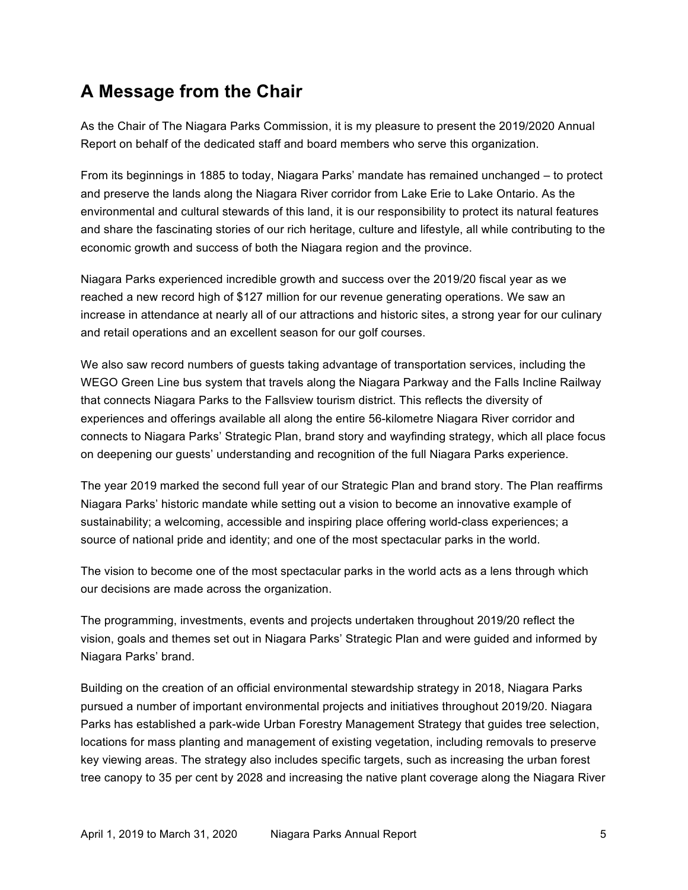## A Message from the Chair

As the Chair of The Niagara Parks Commission, it is my pleasure to present the 2019/2020 Annual Report on behalf of the dedicated staff and board members who serve this organization.

From its beginnings in 1885 to today, Niagara Parks' mandate has remained unchanged – to protect and preserve the lands along the Niagara River corridor from Lake Erie to Lake Ontario. As the environmental and cultural stewards of this land, it is our responsibility to protect its natural features and share the fascinating stories of our rich heritage, culture and lifestyle, all while contributing to the economic growth and success of both the Niagara region and the province.

Niagara Parks experienced incredible growth and success over the 2019/20 fiscal year as we reached a new record high of $127 million for our revenue generating operations. We saw an increase in attendance at nearly all of our attractions and historic sites, a strong year for our culinary and retail operations and an excellent season for our golf courses.

We also saw record numbers of guests taking advantage of transportation services, including the WEGO Green Line bus system that travels along the Niagara Parkway and the Falls Incline Railway that connects Niagara Parks to the Fallsview tourism district. This reflects the diversity of experiences and offerings available all along the entire 56-kilometre Niagara River corridor and connects to Niagara Parks' Strategic Plan, brand story and wayfinding strategy, which all place focus on deepening our guests' understanding and recognition of the full Niagara Parks experience.

The year 2019 marked the second full year of our Strategic Plan and brand story. The Plan reaffirms Niagara Parks' historic mandate while setting out a vision to become an innovative example of sustainability; a welcoming, accessible and inspiring place offering world-class experiences; a source of national pride and identity; and one of the most spectacular parks in the world.

The vision to become one of the most spectacular parks in the world acts as a lens through which our decisions are made across the organization.

The programming, investments, events and projects undertaken throughout 2019/20 reflect the vision, goals and themes set out in Niagara Parks' Strategic Plan and were guided and informed by Niagara Parks' brand.

Building on the creation of an official environmental stewardship strategy in 2018, Niagara Parks pursued a number of important environmental projects and initiatives throughout 2019/20. Niagara Parks has established a park-wide Urban Forestry Management Strategy that guides tree selection, locations for mass planting and management of existing vegetation, including removals to preserve key viewing areas. The strategy also includes specific targets, such as increasing the urban forest tree canopy to 35 per cent by 2028 and increasing the native plant coverage along the Niagara River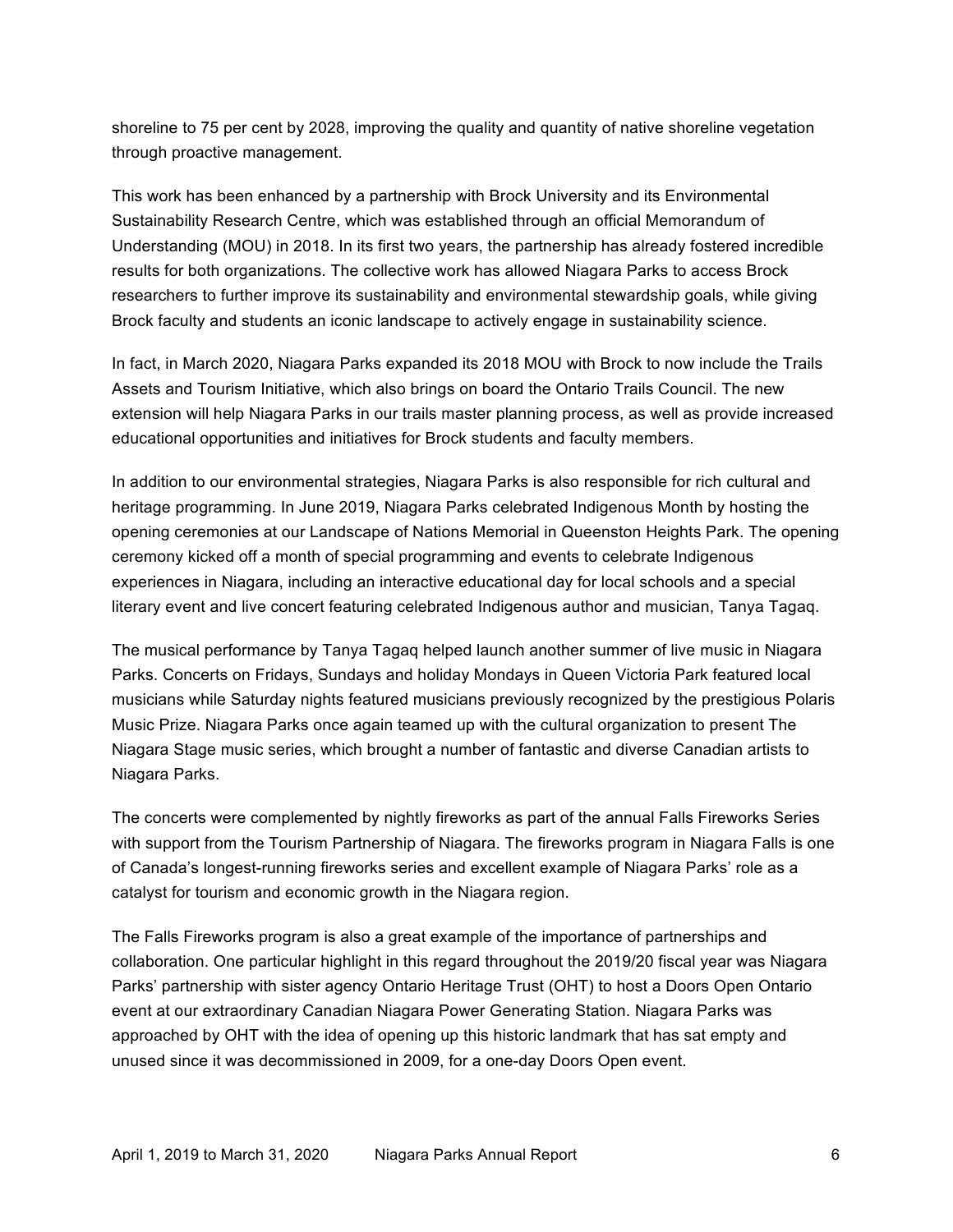shoreline to 75 per cent by 2028, improving the quality and quantity of native shoreline vegetation through proactive management.

This work has been enhanced by a partnership with Brock University and its Environmental Sustainability Research Centre, which was established through an official Memorandum of Understanding (MOU) in 2018. In its first two years, the partnership has already fostered incredible results for both organizations. The collective work has allowed Niagara Parks to access Brock researchers to further improve its sustainability and environmental stewardship goals, while giving Brock faculty and students an iconic landscape to actively engage in sustainability science.

In fact, in March 2020, Niagara Parks expanded its 2018 MOU with Brock to now include the Trails Assets and Tourism Initiative, which also brings on board the Ontario Trails Council. The new extension will help Niagara Parks in our trails master planning process, as well as provide increased educational opportunities and initiatives for Brock students and faculty members.

In addition to our environmental strategies, Niagara Parks is also responsible for rich cultural and heritage programming. In June 2019, Niagara Parks celebrated Indigenous Month by hosting the opening ceremonies at our Landscape of Nations Memorial in Queenston Heights Park. The opening ceremony kicked off a month of special programming and events to celebrate Indigenous experiences in Niagara, including an interactive educational day for local schools and a special literary event and live concert featuring celebrated Indigenous author and musician, Tanya Tagaq.

The musical performance by Tanya Tagaq helped launch another summer of live music in Niagara Parks. Concerts on Fridays, Sundays and holiday Mondays in Queen Victoria Park featured local musicians while Saturday nights featured musicians previously recognized by the prestigious Polaris Music Prize. Niagara Parks once again teamed up with the cultural organization to present The Niagara Stage music series, which brought a number of fantastic and diverse Canadian artists to Niagara Parks.

The concerts were complemented by nightly fireworks as part of the annual Falls Fireworks Series with support from the Tourism Partnership of Niagara. The fireworks program in Niagara Falls is one of Canada's longest-running fireworks series and excellent example of Niagara Parks' role as a catalyst for tourism and economic growth in the Niagara region.

The Falls Fireworks program is also a great example of the importance of partnerships and collaboration. One particular highlight in this regard throughout the 2019/20 fiscal year was Niagara Parks' partnership with sister agency Ontario Heritage Trust (OHT) to host a Doors Open Ontario event at our extraordinary Canadian Niagara Power Generating Station. Niagara Parks was approached by OHT with the idea of opening up this historic landmark that has sat empty and unused since it was decommissioned in 2009, for a one-day Doors Open event.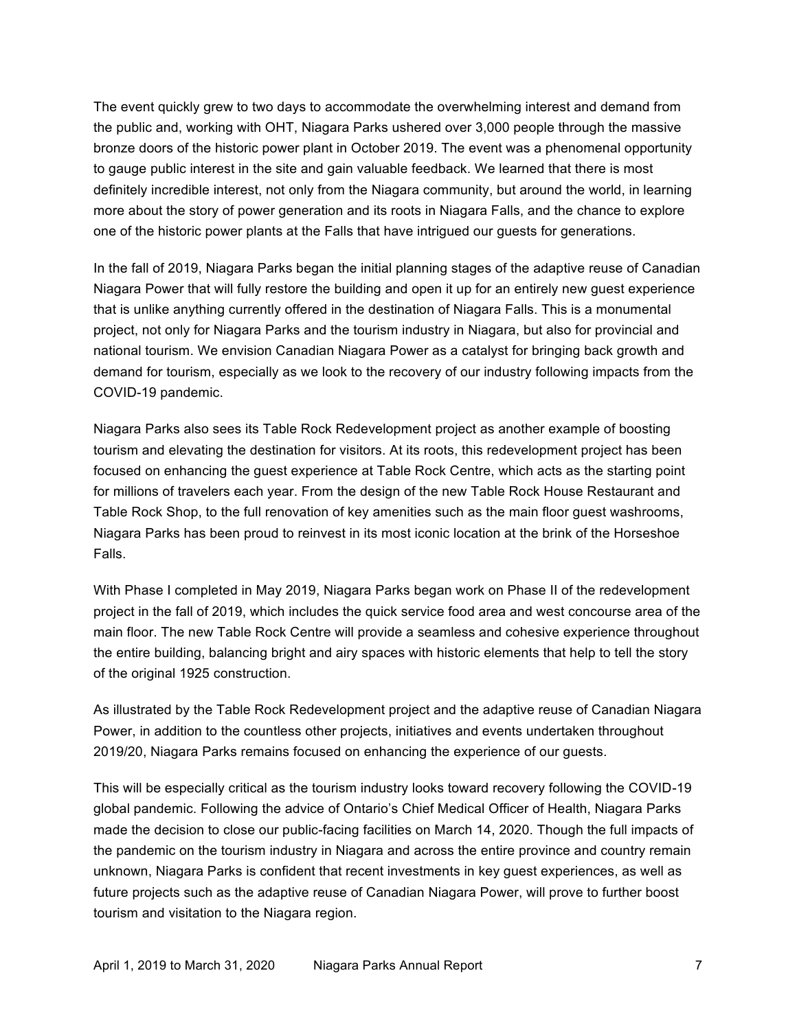The event quickly grew to two days to accommodate the overwhelming interest and demand from the public and, working with OHT, Niagara Parks ushered over 3,000 people through the massive bronze doors of the historic power plant in October 2019. The event was a phenomenal opportunity to gauge public interest in the site and gain valuable feedback. We learned that there is most definitely incredible interest, not only from the Niagara community, but around the world, in learning more about the story of power generation and its roots in Niagara Falls, and the chance to explore one of the historic power plants at the Falls that have intrigued our guests for generations.

In the fall of 2019, Niagara Parks began the initial planning stages of the adaptive reuse of Canadian Niagara Power that will fully restore the building and open it up for an entirely new guest experience that is unlike anything currently offered in the destination of Niagara Falls. This is a monumental project, not only for Niagara Parks and the tourism industry in Niagara, but also for provincial and national tourism. We envision Canadian Niagara Power as a catalyst for bringing back growth and demand for tourism, especially as we look to the recovery of our industry following impacts from the COVID-19 pandemic.

Niagara Parks also sees its Table Rock Redevelopment project as another example of boosting tourism and elevating the destination for visitors. At its roots, this redevelopment project has been focused on enhancing the guest experience at Table Rock Centre, which acts as the starting point for millions of travelers each year. From the design of the new Table Rock House Restaurant and Table Rock Shop, to the full renovation of key amenities such as the main floor guest washrooms, Niagara Parks has been proud to reinvest in its most iconic location at the brink of the Horseshoe Falls.

With Phase I completed in May 2019, Niagara Parks began work on Phase II of the redevelopment project in the fall of 2019, which includes the quick service food area and west concourse area of the main floor. The new Table Rock Centre will provide a seamless and cohesive experience throughout the entire building, balancing bright and airy spaces with historic elements that help to tell the story of the original 1925 construction.

As illustrated by the Table Rock Redevelopment project and the adaptive reuse of Canadian Niagara Power, in addition to the countless other projects, initiatives and events undertaken throughout 2019/20, Niagara Parks remains focused on enhancing the experience of our guests.

This will be especially critical as the tourism industry looks toward recovery following the COVID-19 global pandemic. Following the advice of Ontario's Chief Medical Officer of Health, Niagara Parks made the decision to close our public-facing facilities on March 14, 2020. Though the full impacts of the pandemic on the tourism industry in Niagara and across the entire province and country remain unknown, Niagara Parks is confident that recent investments in key guest experiences, as well as future projects such as the adaptive reuse of Canadian Niagara Power, will prove to further boost tourism and visitation to the Niagara region.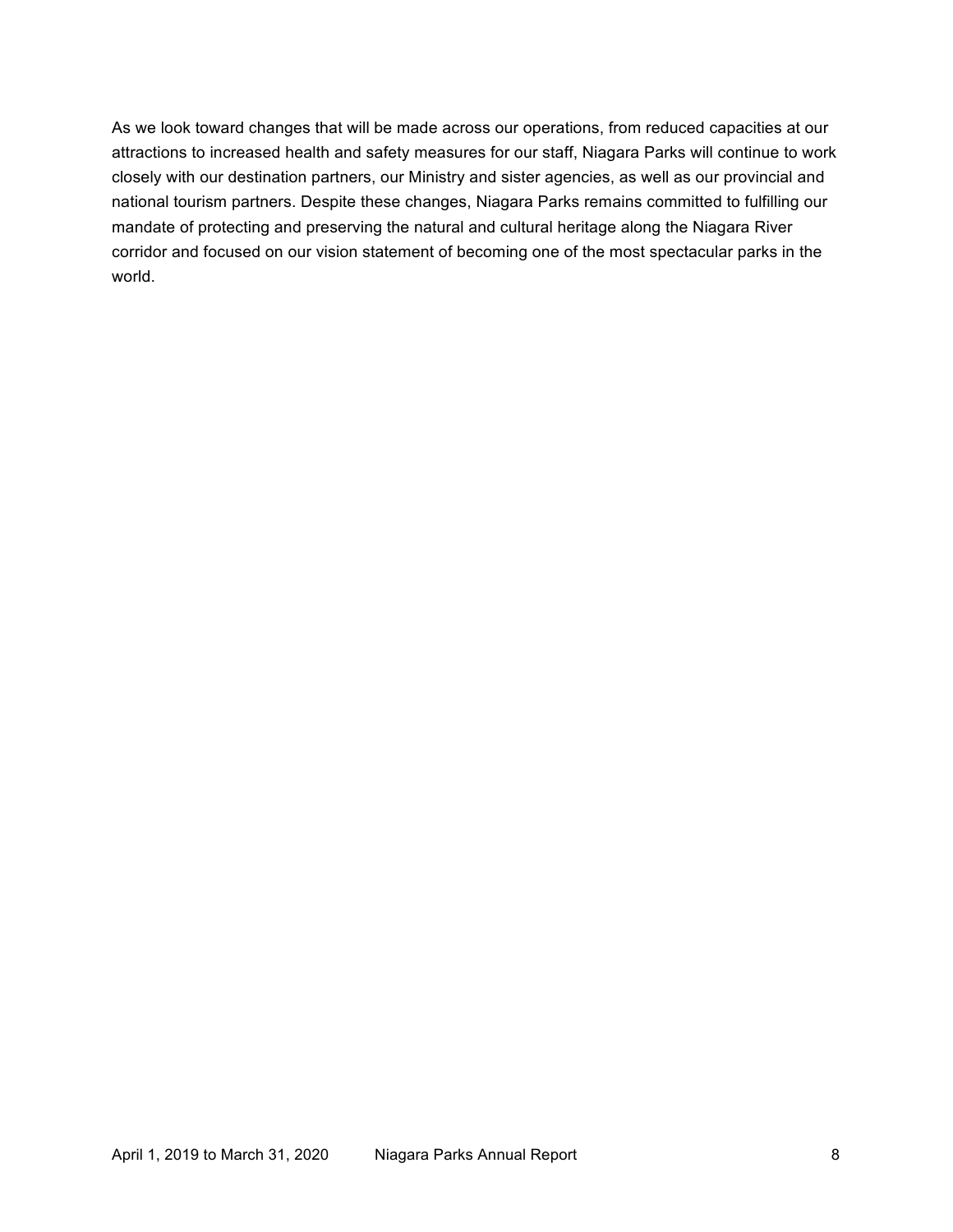As we look toward changes that will be made across our operations, from reduced capacities at our attractions to increased health and safety measures for our staff, Niagara Parks will continue to work closely with our destination partners, our Ministry and sister agencies, as well as our provincial and national tourism partners. Despite these changes, Niagara Parks remains committed to fulfilling our mandate of protecting and preserving the natural and cultural heritage along the Niagara River corridor and focused on our vision statement of becoming one of the most spectacular parks in the world.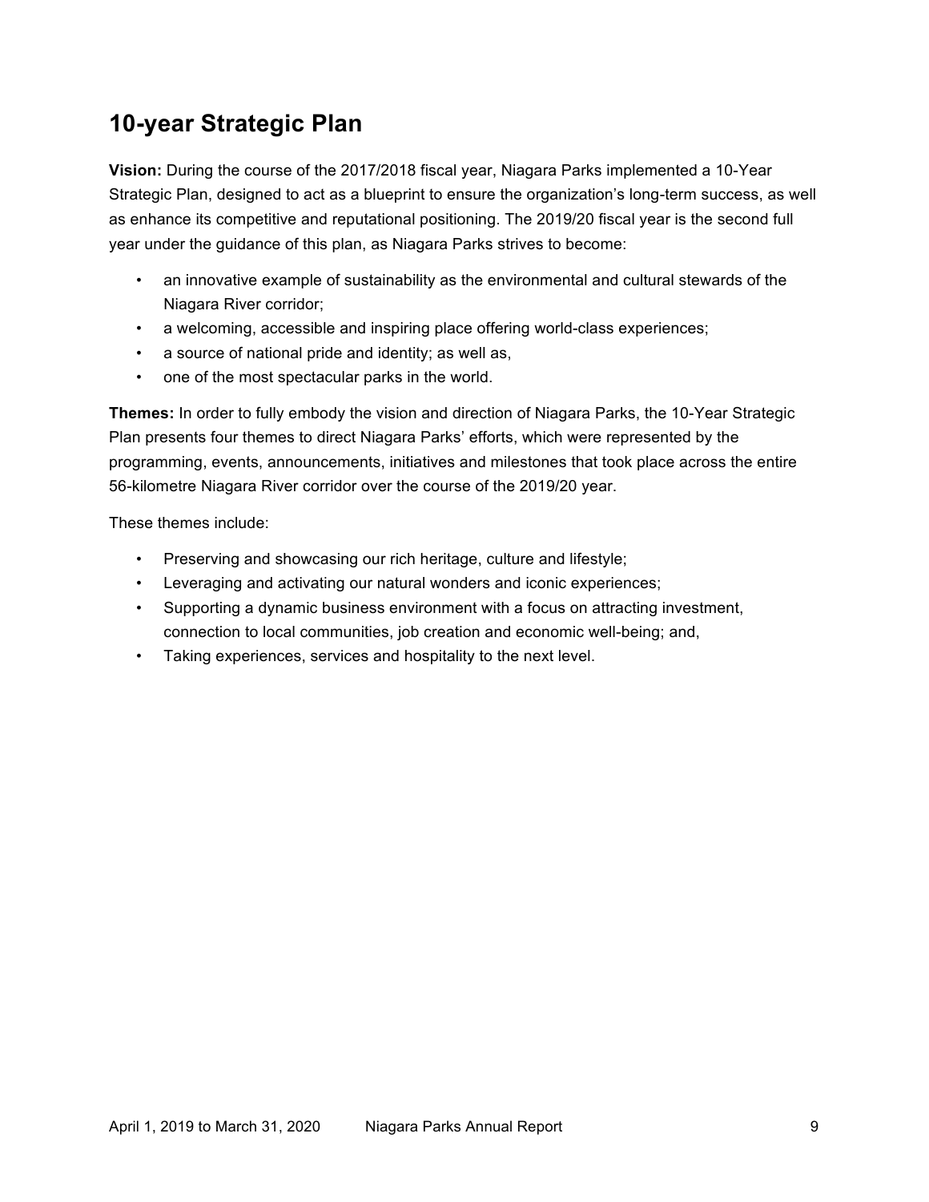## 10-year Strategic Plan

**Vision:** During the course of the 2017/2018 fiscal year, Niagara Parks implemented a 10-Year Strategic Plan, designed to act as a blueprint to ensure the organization's long-term success, as well as enhance its competitive and reputational positioning. The 2019/20 fiscal year is the second full year under the guidance of this plan, as Niagara Parks strives to become:

- an innovative example of sustainability as the environmental and cultural stewards of the Niagara River corridor;
- a welcoming, accessible and inspiring place offering world-class experiences;
- a source of national pride and identity; as well as,
- one of the most spectacular parks in the world.

**Themes:** In order to fully embody the vision and direction of Niagara Parks, the 10-Year Strategic Plan presents four themes to direct Niagara Parks' efforts, which were represented by the programming, events, announcements, initiatives and milestones that took place across the entire 56-kilometre Niagara River corridor over the course of the 2019/20 year.

These themes include:

- Preserving and showcasing our rich heritage, culture and lifestyle;
- Leveraging and activating our natural wonders and iconic experiences;
- Supporting a dynamic business environment with a focus on attracting investment, connection to local communities, job creation and economic well-being; and,
- Taking experiences, services and hospitality to the next level.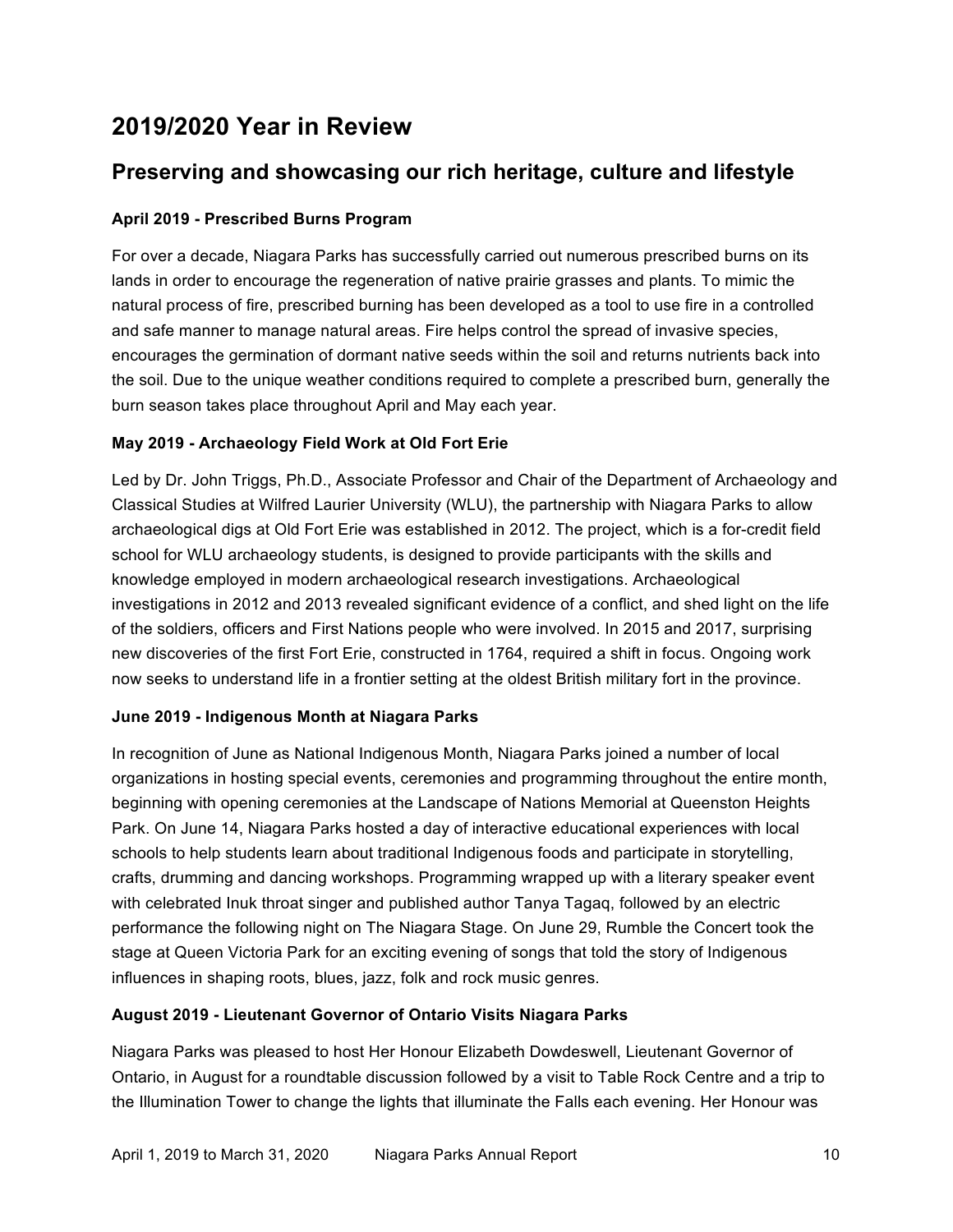# 2019/2020 Year in Review

## Preserving and showcasing our rich heritage, culture and lifestyle

### April 2019 - Prescribed Burns Program

For over a decade, Niagara Parks has successfully carried out numerous prescribed burns on its lands in order to encourage the regeneration of native prairie grasses and plants. To mimic the natural process of fire, prescribed burning has been developed as a tool to use fire in a controlled and safe manner to manage natural areas. Fire helps control the spread of invasive species, encourages the germination of dormant native seeds within the soil and returns nutrients back into the soil. Due to the unique weather conditions required to complete a prescribed burn, generally the burn season takes place throughout April and May each year.

### May 2019 - Archaeology Field Work at Old Fort Erie

Led by Dr. John Triggs, Ph.D., Associate Professor and Chair of the Department of Archaeology and Classical Studies at Wilfred Laurier University (WLU), the partnership with Niagara Parks to allow archaeological digs at Old Fort Erie was established in 2012. The project, which is a for-credit field school for WLU archaeology students, is designed to provide participants with the skills and knowledge employed in modern archaeological research investigations. Archaeological investigations in 2012 and 2013 revealed significant evidence of a conflict, and shed light on the life of the soldiers, officers and First Nations people who were involved. In 2015 and 2017, surprising new discoveries of the first Fort Erie, constructed in 1764, required a shift in focus. Ongoing work now seeks to understand life in a frontier setting at the oldest British military fort in the province.

### June 2019 - Indigenous Month at Niagara Parks

In recognition of June as National Indigenous Month, Niagara Parks joined a number of local organizations in hosting special events, ceremonies and programming throughout the entire month, beginning with opening ceremonies at the Landscape of Nations Memorial at Queenston Heights Park. On June 14, Niagara Parks hosted a day of interactive educational experiences with local schools to help students learn about traditional Indigenous foods and participate in storytelling, crafts, drumming and dancing workshops. Programming wrapped up with a literary speaker event with celebrated Inuk throat singer and published author Tanya Tagaq, followed by an electric performance the following night on The Niagara Stage. On June 29, Rumble the Concert took the stage at Queen Victoria Park for an exciting evening of songs that told the story of Indigenous influences in shaping roots, blues, jazz, folk and rock music genres.

### August 2019 - Lieutenant Governor of Ontario Visits Niagara Parks

Niagara Parks was pleased to host Her Honour Elizabeth Dowdeswell, Lieutenant Governor of Ontario, in August for a roundtable discussion followed by a visit to Table Rock Centre and a trip to the Illumination Tower to change the lights that illuminate the Falls each evening. Her Honour was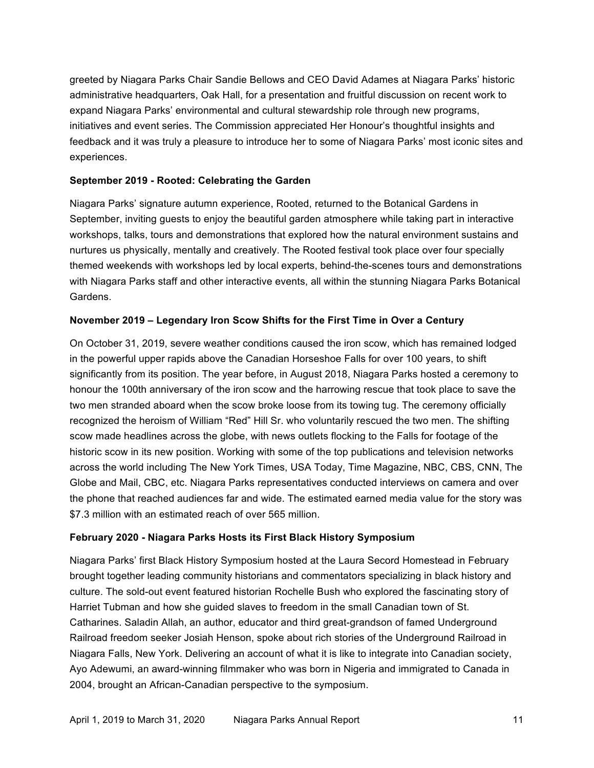greeted by Niagara Parks Chair Sandie Bellows and CEO David Adames at Niagara Parks' historic administrative headquarters, Oak Hall, for a presentation and fruitful discussion on recent work to expand Niagara Parks' environmental and cultural stewardship role through new programs, initiatives and event series. The Commission appreciated Her Honour's thoughtful insights and feedback and it was truly a pleasure to introduce her to some of Niagara Parks' most iconic sites and experiences.

**September 2019 - Rooted: Celebrating the Garden**

Niagara Parks' signature autumn experience, Rooted, returned to the Botanical Gardens in September, inviting guests to enjoy the beautiful garden atmosphere while taking part in interactive workshops, talks, tours and demonstrations that explored how the natural environment sustains and nurtures us physically, mentally and creatively. The Rooted festival took place over four specially themed weekends with workshops led by local experts, behind-the-scenes tours and demonstrations with Niagara Parks staff and other interactive events, all within the stunning Niagara Parks Botanical Gardens.

**November 2019 – Legendary Iron Scow Shifts for the First Time in Over a Century**

On October 31, 2019, severe weather conditions caused the iron scow, which has remained lodged in the powerful upper rapids above the Canadian Horseshoe Falls for over 100 years, to shift significantly from its position. The year before, in August 2018, Niagara Parks hosted a ceremony to honour the 100th anniversary of the iron scow and the harrowing rescue that took place to save the two men stranded aboard when the scow broke loose from its towing tug. The ceremony officially recognized the heroism of William "Red" Hill Sr. who voluntarily rescued the two men. The shifting scow made headlines across the globe, with news outlets flocking to the Falls for footage of the historic scow in its new position. Working with some of the top publications and television networks across the world including The New York Times, USA Today, Time Magazine, NBC, CBS, CNN, The Globe and Mail, CBC, etc. Niagara Parks representatives conducted interviews on camera and over the phone that reached audiences far and wide. The estimated earned media value for the story was $7.3 million with an estimated reach of over 565 million.

**February 2020 - Niagara Parks Hosts its First Black History Symposium**

Niagara Parks' first Black History Symposium hosted at the Laura Secord Homestead in February brought together leading community historians and commentators specializing in black history and culture. The sold-out event featured historian Rochelle Bush who explored the fascinating story of Harriet Tubman and how she guided slaves to freedom in the small Canadian town of St. Catharines. Saladin Allah, an author, educator and third great-grandson of famed Underground Railroad freedom seeker Josiah Henson, spoke about rich stories of the Underground Railroad in Niagara Falls, New York. Delivering an account of what it is like to integrate into Canadian society, Ayo Adewumi, an award-winning filmmaker who was born in Nigeria and immigrated to Canada in 2004, brought an African-Canadian perspective to the symposium.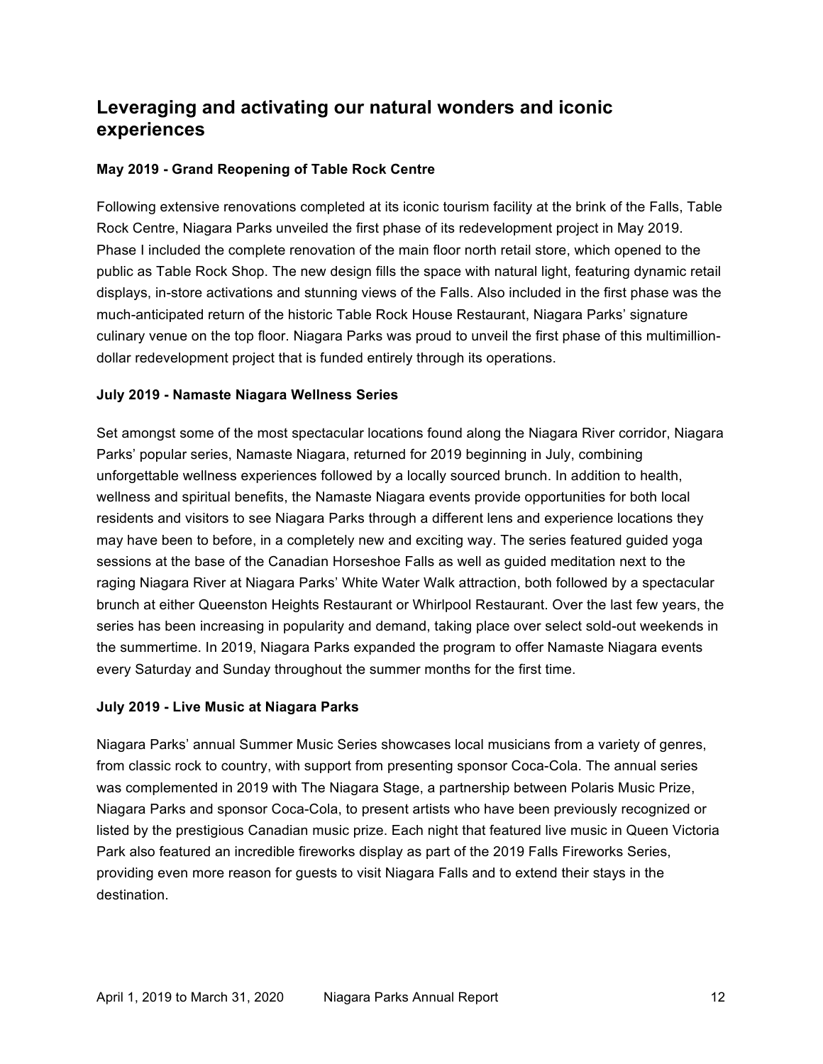## Leveraging and activating our natural wonders and iconic experiences

**May 2019 - Grand Reopening of Table Rock Centre**

Following extensive renovations completed at its iconic tourism facility at the brink of the Falls, Table Rock Centre, Niagara Parks unveiled the first phase of its redevelopment project in May 2019. Phase I included the complete renovation of the main floor north retail store, which opened to the public as Table Rock Shop. The new design fills the space with natural light, featuring dynamic retail displays, in-store activations and stunning views of the Falls. Also included in the first phase was the much-anticipated return of the historic Table Rock House Restaurant, Niagara Parks' signature culinary venue on the top floor. Niagara Parks was proud to unveil the first phase of this multimillion-dollar redevelopment project that is funded entirely through its operations.

**July 2019 - Namaste Niagara Wellness Series**

Set amongst some of the most spectacular locations found along the Niagara River corridor, Niagara Parks' popular series, Namaste Niagara, returned for 2019 beginning in July, combining unforgettable wellness experiences followed by a locally sourced brunch. In addition to health, wellness and spiritual benefits, the Namaste Niagara events provide opportunities for both local residents and visitors to see Niagara Parks through a different lens and experience locations they may have been to before, in a completely new and exciting way. The series featured guided yoga sessions at the base of the Canadian Horseshoe Falls as well as guided meditation next to the raging Niagara River at Niagara Parks' White Water Walk attraction, both followed by a spectacular brunch at either Queenston Heights Restaurant or Whirlpool Restaurant. Over the last few years, the series has been increasing in popularity and demand, taking place over select sold-out weekends in the summertime. In 2019, Niagara Parks expanded the program to offer Namaste Niagara events every Saturday and Sunday throughout the summer months for the first time.

**July 2019 - Live Music at Niagara Parks**

Niagara Parks' annual Summer Music Series showcases local musicians from a variety of genres, from classic rock to country, with support from presenting sponsor Coca-Cola. The annual series was complemented in 2019 with The Niagara Stage, a partnership between Polaris Music Prize, Niagara Parks and sponsor Coca-Cola, to present artists who have been previously recognized or listed by the prestigious Canadian music prize. Each night that featured live music in Queen Victoria Park also featured an incredible fireworks display as part of the 2019 Falls Fireworks Series, providing even more reason for guests to visit Niagara Falls and to extend their stays in the destination.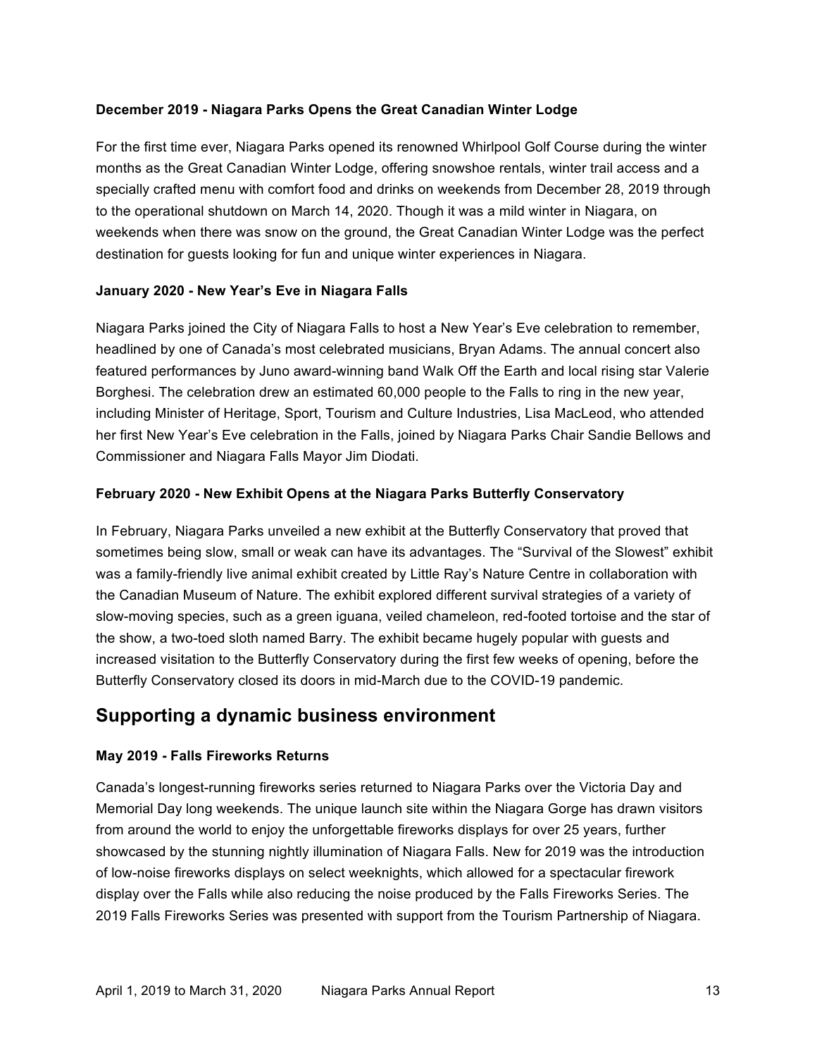**December 2019 - Niagara Parks Opens the Great Canadian Winter Lodge**

For the first time ever, Niagara Parks opened its renowned Whirlpool Golf Course during the winter months as the Great Canadian Winter Lodge, offering snowshoe rentals, winter trail access and a specially crafted menu with comfort food and drinks on weekends from December 28, 2019 through to the operational shutdown on March 14, 2020. Though it was a mild winter in Niagara, on weekends when there was snow on the ground, the Great Canadian Winter Lodge was the perfect destination for guests looking for fun and unique winter experiences in Niagara.

**January 2020 - New Year's Eve in Niagara Falls**

Niagara Parks joined the City of Niagara Falls to host a New Year's Eve celebration to remember, headlined by one of Canada's most celebrated musicians, Bryan Adams. The annual concert also featured performances by Juno award-winning band Walk Off the Earth and local rising star Valerie Borghesi. The celebration drew an estimated 60,000 people to the Falls to ring in the new year, including Minister of Heritage, Sport, Tourism and Culture Industries, Lisa MacLeod, who attended her first New Year's Eve celebration in the Falls, joined by Niagara Parks Chair Sandie Bellows and Commissioner and Niagara Falls Mayor Jim Diodati.

**February 2020 - New Exhibit Opens at the Niagara Parks Butterfly Conservatory**

In February, Niagara Parks unveiled a new exhibit at the Butterfly Conservatory that proved that sometimes being slow, small or weak can have its advantages. The "Survival of the Slowest" exhibit was a family-friendly live animal exhibit created by Little Ray's Nature Centre in collaboration with the Canadian Museum of Nature. The exhibit explored different survival strategies of a variety of slow-moving species, such as a green iguana, veiled chameleon, red-footed tortoise and the star of the show, a two-toed sloth named Barry. The exhibit became hugely popular with guests and increased visitation to the Butterfly Conservatory during the first few weeks of opening, before the Butterfly Conservatory closed its doors in mid-March due to the COVID-19 pandemic.

## Supporting a dynamic business environment

**May 2019 - Falls Fireworks Returns**

Canada's longest-running fireworks series returned to Niagara Parks over the Victoria Day and Memorial Day long weekends. The unique launch site within the Niagara Gorge has drawn visitors from around the world to enjoy the unforgettable fireworks displays for over 25 years, further showcased by the stunning nightly illumination of Niagara Falls. New for 2019 was the introduction of low-noise fireworks displays on select weeknights, which allowed for a spectacular firework display over the Falls while also reducing the noise produced by the Falls Fireworks Series. The 2019 Falls Fireworks Series was presented with support from the Tourism Partnership of Niagara.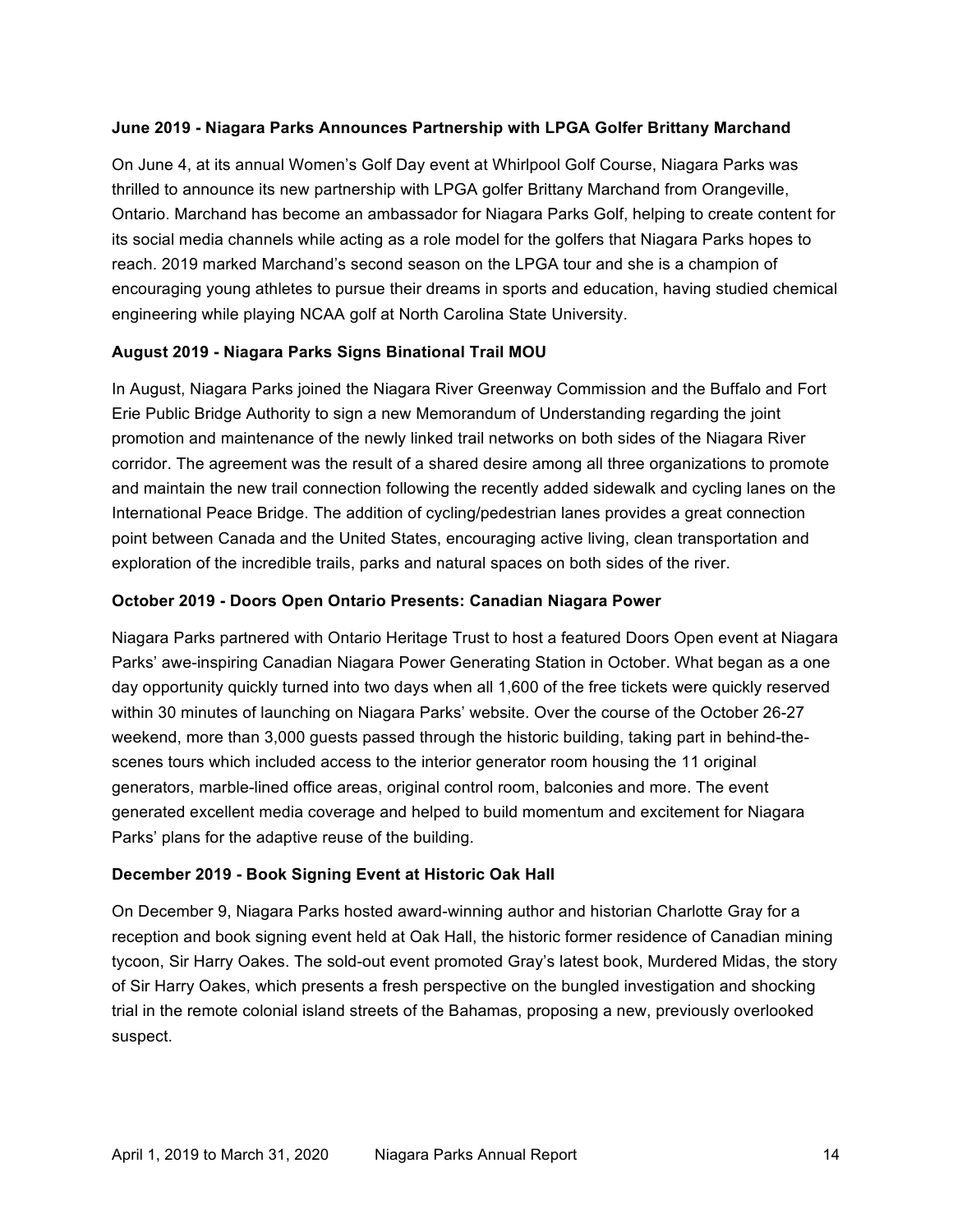**June 2019 - Niagara Parks Announces Partnership with LPGA Golfer Brittany Marchand**

On June 4, at its annual Women's Golf Day event at Whirlpool Golf Course, Niagara Parks was thrilled to announce its new partnership with LPGA golfer Brittany Marchand from Orangeville, Ontario. Marchand has become an ambassador for Niagara Parks Golf, helping to create content for its social media channels while acting as a role model for the golfers that Niagara Parks hopes to reach. 2019 marked Marchand's second season on the LPGA tour and she is a champion of encouraging young athletes to pursue their dreams in sports and education, having studied chemical engineering while playing NCAA golf at North Carolina State University.

**August 2019 - Niagara Parks Signs Binational Trail MOU**

In August, Niagara Parks joined the Niagara River Greenway Commission and the Buffalo and Fort Erie Public Bridge Authority to sign a new Memorandum of Understanding regarding the joint promotion and maintenance of the newly linked trail networks on both sides of the Niagara River corridor. The agreement was the result of a shared desire among all three organizations to promote and maintain the new trail connection following the recently added sidewalk and cycling lanes on the International Peace Bridge. The addition of cycling/pedestrian lanes provides a great connection point between Canada and the United States, encouraging active living, clean transportation and exploration of the incredible trails, parks and natural spaces on both sides of the river.

**October 2019 - Doors Open Ontario Presents: Canadian Niagara Power**

Niagara Parks partnered with Ontario Heritage Trust to host a featured Doors Open event at Niagara Parks' awe-inspiring Canadian Niagara Power Generating Station in October. What began as a one day opportunity quickly turned into two days when all 1,600 of the free tickets were quickly reserved within 30 minutes of launching on Niagara Parks' website. Over the course of the October 26-27 weekend, more than 3,000 guests passed through the historic building, taking part in behind-the-scenes tours which included access to the interior generator room housing the 11 original generators, marble-lined office areas, original control room, balconies and more. The event generated excellent media coverage and helped to build momentum and excitement for Niagara Parks' plans for the adaptive reuse of the building.

**December 2019 - Book Signing Event at Historic Oak Hall**

On December 9, Niagara Parks hosted award-winning author and historian Charlotte Gray for a reception and book signing event held at Oak Hall, the historic former residence of Canadian mining tycoon, Sir Harry Oakes. The sold-out event promoted Gray's latest book, Murdered Midas, the story of Sir Harry Oakes, which presents a fresh perspective on the bungled investigation and shocking trial in the remote colonial island streets of the Bahamas, proposing a new, previously overlooked suspect.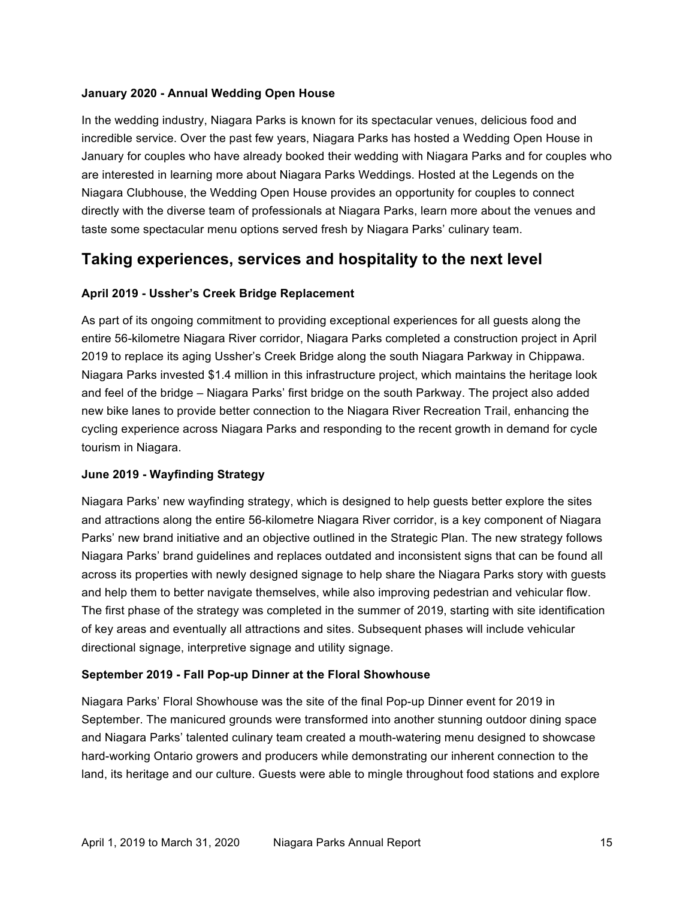#### January 2020 - Annual Wedding Open House

In the wedding industry, Niagara Parks is known for its spectacular venues, delicious food and incredible service. Over the past few years, Niagara Parks has hosted a Wedding Open House in January for couples who have already booked their wedding with Niagara Parks and for couples who are interested in learning more about Niagara Parks Weddings. Hosted at the Legends on the Niagara Clubhouse, the Wedding Open House provides an opportunity for couples to connect directly with the diverse team of professionals at Niagara Parks, learn more about the venues and taste some spectacular menu options served fresh by Niagara Parks' culinary team.

## Taking experiences, services and hospitality to the next level

#### April 2019 - Ussher's Creek Bridge Replacement

As part of its ongoing commitment to providing exceptional experiences for all guests along the entire 56-kilometre Niagara River corridor, Niagara Parks completed a construction project in April 2019 to replace its aging Ussher's Creek Bridge along the south Niagara Parkway in Chippawa. Niagara Parks invested $1.4 million in this infrastructure project, which maintains the heritage look and feel of the bridge – Niagara Parks' first bridge on the south Parkway. The project also added new bike lanes to provide better connection to the Niagara River Recreation Trail, enhancing the cycling experience across Niagara Parks and responding to the recent growth in demand for cycle tourism in Niagara.

#### June 2019 - Wayfinding Strategy

Niagara Parks' new wayfinding strategy, which is designed to help guests better explore the sites and attractions along the entire 56-kilometre Niagara River corridor, is a key component of Niagara Parks' new brand initiative and an objective outlined in the Strategic Plan. The new strategy follows Niagara Parks' brand guidelines and replaces outdated and inconsistent signs that can be found all across its properties with newly designed signage to help share the Niagara Parks story with guests and help them to better navigate themselves, while also improving pedestrian and vehicular flow. The first phase of the strategy was completed in the summer of 2019, starting with site identification of key areas and eventually all attractions and sites. Subsequent phases will include vehicular directional signage, interpretive signage and utility signage.

#### September 2019 - Fall Pop-up Dinner at the Floral Showhouse

Niagara Parks' Floral Showhouse was the site of the final Pop-up Dinner event for 2019 in September. The manicured grounds were transformed into another stunning outdoor dining space and Niagara Parks' talented culinary team created a mouth-watering menu designed to showcase hard-working Ontario growers and producers while demonstrating our inherent connection to the land, its heritage and our culture. Guests were able to mingle throughout food stations and explore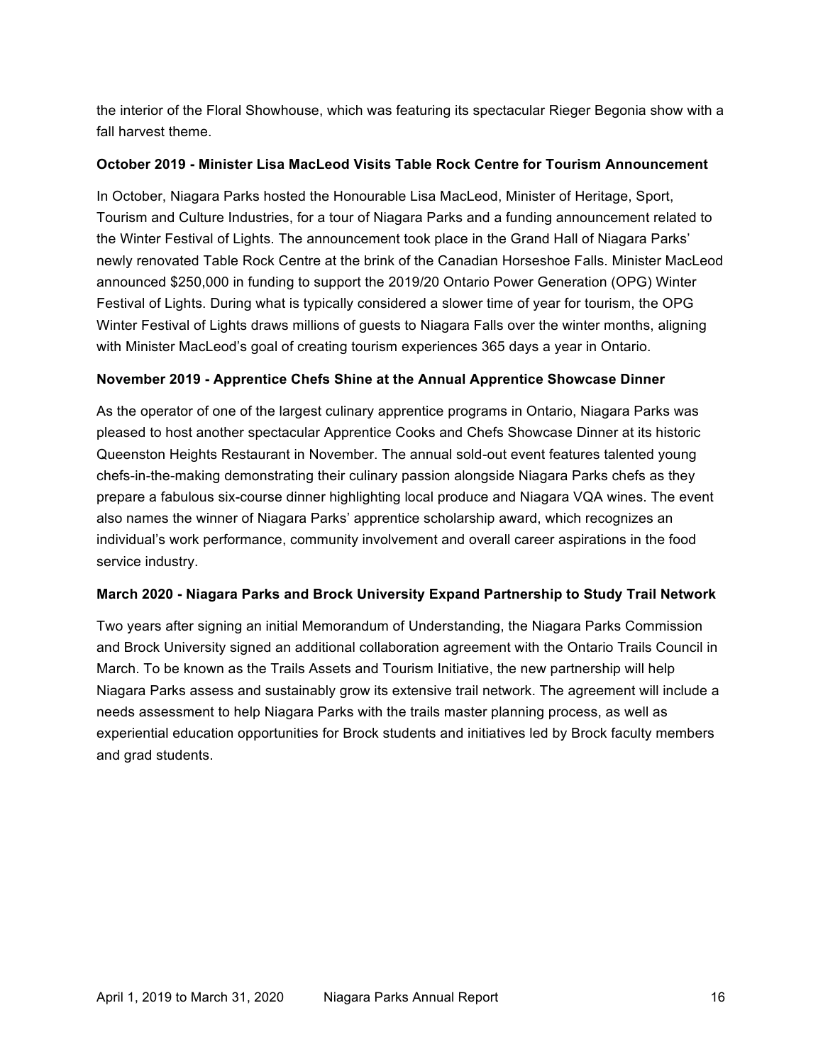the interior of the Floral Showhouse, which was featuring its spectacular Rieger Begonia show with a fall harvest theme.

**October 2019 - Minister Lisa MacLeod Visits Table Rock Centre for Tourism Announcement**

In October, Niagara Parks hosted the Honourable Lisa MacLeod, Minister of Heritage, Sport, Tourism and Culture Industries, for a tour of Niagara Parks and a funding announcement related to the Winter Festival of Lights. The announcement took place in the Grand Hall of Niagara Parks' newly renovated Table Rock Centre at the brink of the Canadian Horseshoe Falls. Minister MacLeod announced $250,000 in funding to support the 2019/20 Ontario Power Generation (OPG) Winter Festival of Lights. During what is typically considered a slower time of year for tourism, the OPG Winter Festival of Lights draws millions of guests to Niagara Falls over the winter months, aligning with Minister MacLeod's goal of creating tourism experiences 365 days a year in Ontario.

**November 2019 - Apprentice Chefs Shine at the Annual Apprentice Showcase Dinner**

As the operator of one of the largest culinary apprentice programs in Ontario, Niagara Parks was pleased to host another spectacular Apprentice Cooks and Chefs Showcase Dinner at its historic Queenston Heights Restaurant in November. The annual sold-out event features talented young chefs-in-the-making demonstrating their culinary passion alongside Niagara Parks chefs as they prepare a fabulous six-course dinner highlighting local produce and Niagara VQA wines. The event also names the winner of Niagara Parks' apprentice scholarship award, which recognizes an individual's work performance, community involvement and overall career aspirations in the food service industry.

**March 2020 - Niagara Parks and Brock University Expand Partnership to Study Trail Network**

Two years after signing an initial Memorandum of Understanding, the Niagara Parks Commission and Brock University signed an additional collaboration agreement with the Ontario Trails Council in March. To be known as the Trails Assets and Tourism Initiative, the new partnership will help Niagara Parks assess and sustainably grow its extensive trail network. The agreement will include a needs assessment to help Niagara Parks with the trails master planning process, as well as experiential education opportunities for Brock students and initiatives led by Brock faculty members and grad students.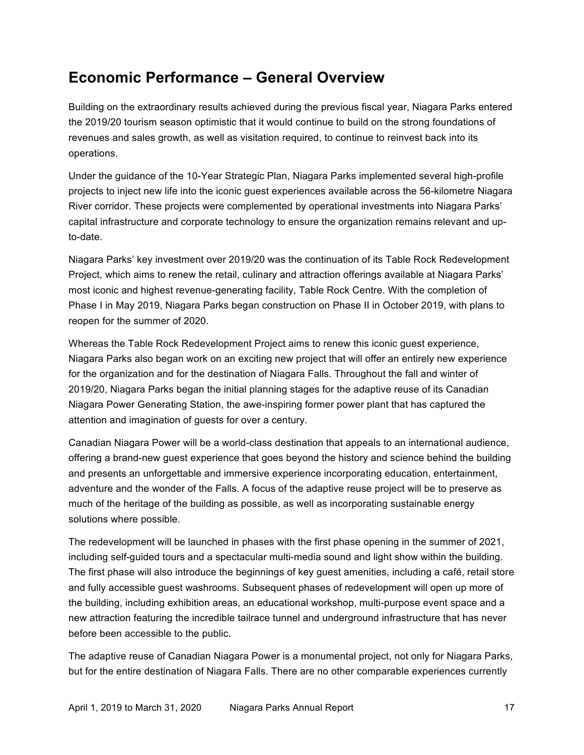## Economic Performance – General Overview

Building on the extraordinary results achieved during the previous fiscal year, Niagara Parks entered the 2019/20 tourism season optimistic that it would continue to build on the strong foundations of revenues and sales growth, as well as visitation required, to continue to reinvest back into its operations.

Under the guidance of the 10-Year Strategic Plan, Niagara Parks implemented several high-profile projects to inject new life into the iconic guest experiences available across the 56-kilometre Niagara River corridor. These projects were complemented by operational investments into Niagara Parks' capital infrastructure and corporate technology to ensure the organization remains relevant and up-to-date.

Niagara Parks' key investment over 2019/20 was the continuation of its Table Rock Redevelopment Project, which aims to renew the retail, culinary and attraction offerings available at Niagara Parks' most iconic and highest revenue-generating facility, Table Rock Centre. With the completion of Phase I in May 2019, Niagara Parks began construction on Phase II in October 2019, with plans to reopen for the summer of 2020.

Whereas the Table Rock Redevelopment Project aims to renew this iconic guest experience, Niagara Parks also began work on an exciting new project that will offer an entirely new experience for the organization and for the destination of Niagara Falls. Throughout the fall and winter of 2019/20, Niagara Parks began the initial planning stages for the adaptive reuse of its Canadian Niagara Power Generating Station, the awe-inspiring former power plant that has captured the attention and imagination of guests for over a century.

Canadian Niagara Power will be a world-class destination that appeals to an international audience, offering a brand-new guest experience that goes beyond the history and science behind the building and presents an unforgettable and immersive experience incorporating education, entertainment, adventure and the wonder of the Falls. A focus of the adaptive reuse project will be to preserve as much of the heritage of the building as possible, as well as incorporating sustainable energy solutions where possible.

The redevelopment will be launched in phases with the first phase opening in the summer of 2021, including self-guided tours and a spectacular multi-media sound and light show within the building. The first phase will also introduce the beginnings of key guest amenities, including a café, retail store and fully accessible guest washrooms. Subsequent phases of redevelopment will open up more of the building, including exhibition areas, an educational workshop, multi-purpose event space and a new attraction featuring the incredible tailrace tunnel and underground infrastructure that has never before been accessible to the public.

The adaptive reuse of Canadian Niagara Power is a monumental project, not only for Niagara Parks, but for the entire destination of Niagara Falls. There are no other comparable experiences currently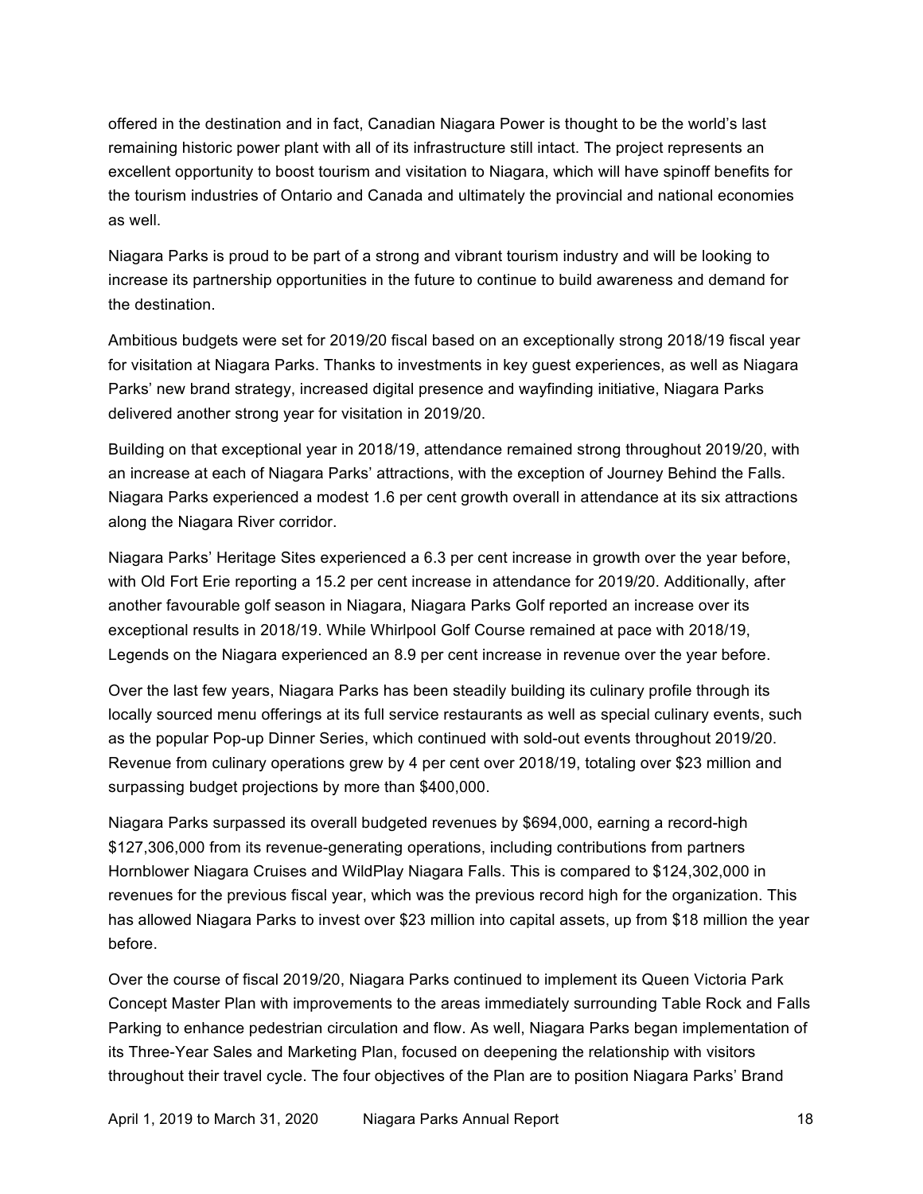offered in the destination and in fact, Canadian Niagara Power is thought to be the world's last remaining historic power plant with all of its infrastructure still intact. The project represents an excellent opportunity to boost tourism and visitation to Niagara, which will have spinoff benefits for the tourism industries of Ontario and Canada and ultimately the provincial and national economies as well.

Niagara Parks is proud to be part of a strong and vibrant tourism industry and will be looking to increase its partnership opportunities in the future to continue to build awareness and demand for the destination.

Ambitious budgets were set for 2019/20 fiscal based on an exceptionally strong 2018/19 fiscal year for visitation at Niagara Parks. Thanks to investments in key guest experiences, as well as Niagara Parks' new brand strategy, increased digital presence and wayfinding initiative, Niagara Parks delivered another strong year for visitation in 2019/20.

Building on that exceptional year in 2018/19, attendance remained strong throughout 2019/20, with an increase at each of Niagara Parks' attractions, with the exception of Journey Behind the Falls. Niagara Parks experienced a modest 1.6 per cent growth overall in attendance at its six attractions along the Niagara River corridor.

Niagara Parks' Heritage Sites experienced a 6.3 per cent increase in growth over the year before, with Old Fort Erie reporting a 15.2 per cent increase in attendance for 2019/20. Additionally, after another favourable golf season in Niagara, Niagara Parks Golf reported an increase over its exceptional results in 2018/19. While Whirlpool Golf Course remained at pace with 2018/19, Legends on the Niagara experienced an 8.9 per cent increase in revenue over the year before.

Over the last few years, Niagara Parks has been steadily building its culinary profile through its locally sourced menu offerings at its full service restaurants as well as special culinary events, such as the popular Pop-up Dinner Series, which continued with sold-out events throughout 2019/20. Revenue from culinary operations grew by 4 per cent over 2018/19, totaling over $23 million and surpassing budget projections by more than $400,000.

Niagara Parks surpassed its overall budgeted revenues by $694,000, earning a record-high $127,306,000 from its revenue-generating operations, including contributions from partners Hornblower Niagara Cruises and WildPlay Niagara Falls. This is compared to $124,302,000 in revenues for the previous fiscal year, which was the previous record high for the organization. This has allowed Niagara Parks to invest over $23 million into capital assets, up from $18 million the year before.

Over the course of fiscal 2019/20, Niagara Parks continued to implement its Queen Victoria Park Concept Master Plan with improvements to the areas immediately surrounding Table Rock and Falls Parking to enhance pedestrian circulation and flow. As well, Niagara Parks began implementation of its Three-Year Sales and Marketing Plan, focused on deepening the relationship with visitors throughout their travel cycle. The four objectives of the Plan are to position Niagara Parks' Brand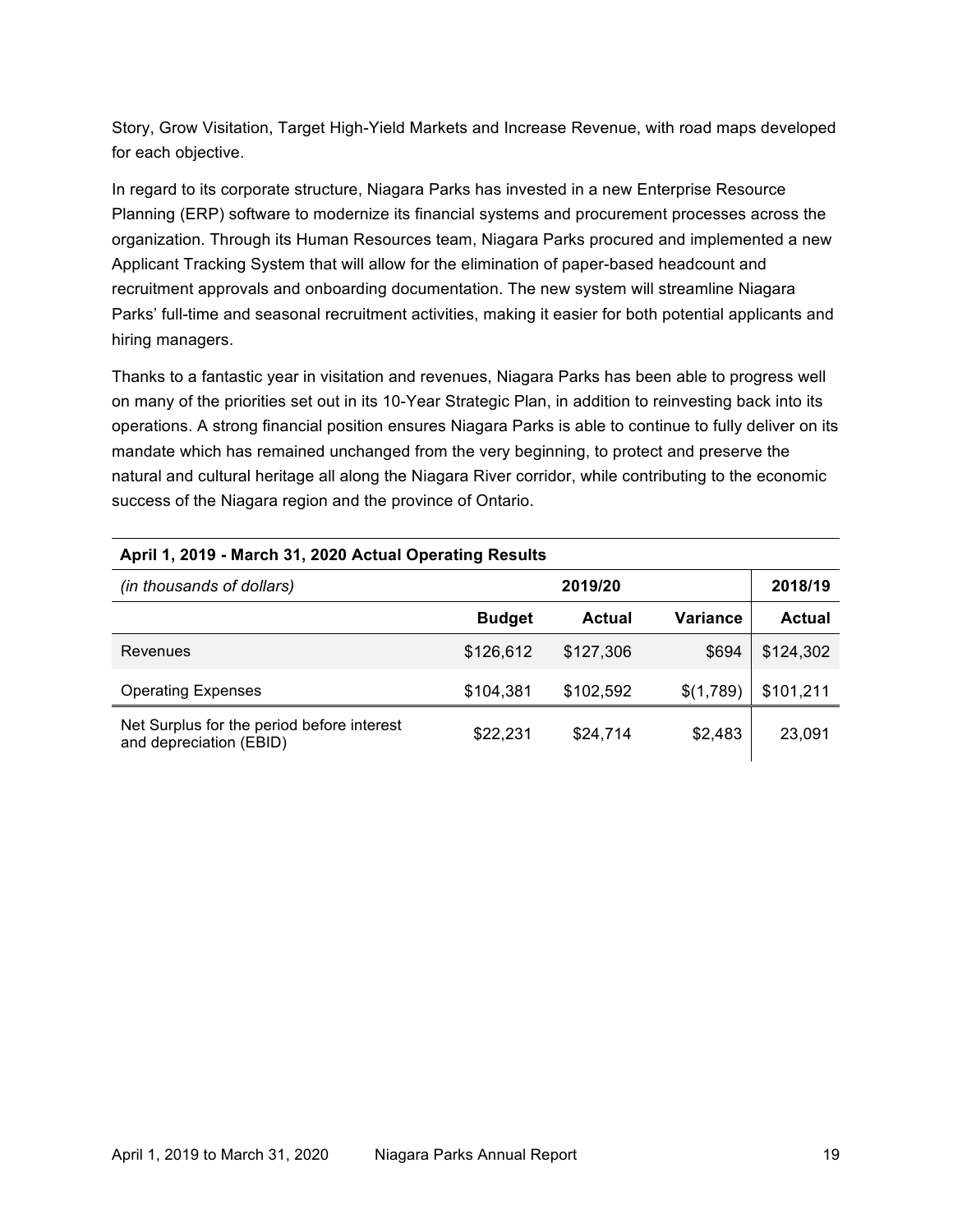Story, Grow Visitation, Target High-Yield Markets and Increase Revenue, with road maps developed for each objective.

In regard to its corporate structure, Niagara Parks has invested in a new Enterprise Resource Planning (ERP) software to modernize its financial systems and procurement processes across the organization. Through its Human Resources team, Niagara Parks procured and implemented a new Applicant Tracking System that will allow for the elimination of paper-based headcount and recruitment approvals and onboarding documentation. The new system will streamline Niagara Parks' full-time and seasonal recruitment activities, making it easier for both potential applicants and hiring managers.

Thanks to a fantastic year in visitation and revenues, Niagara Parks has been able to progress well on many of the priorities set out in its 10-Year Strategic Plan, in addition to reinvesting back into its operations. A strong financial position ensures Niagara Parks is able to continue to fully deliver on its mandate which has remained unchanged from the very beginning, to protect and preserve the natural and cultural heritage all along the Niagara River corridor, while contributing to the economic success of the Niagara region and the province of Ontario.

**April 1, 2019 - March 31, 2020 Actual Operating Results**

| *(in thousands of dollars)* | 2019/20 | | | 2018/19 |
|---|---|---|---|---|
| | **Budget** | **Actual** | **Variance** | **Actual** |
| Revenues | $126,612 | $127,306 | $694 | $124,302 |
| Operating Expenses | $104,381 | $102,592 | $(1,789) | $101,211 |
| Net Surplus for the period before interest and depreciation (EBID) | $22,231 | $24,714 | $2,483 | 23,091 |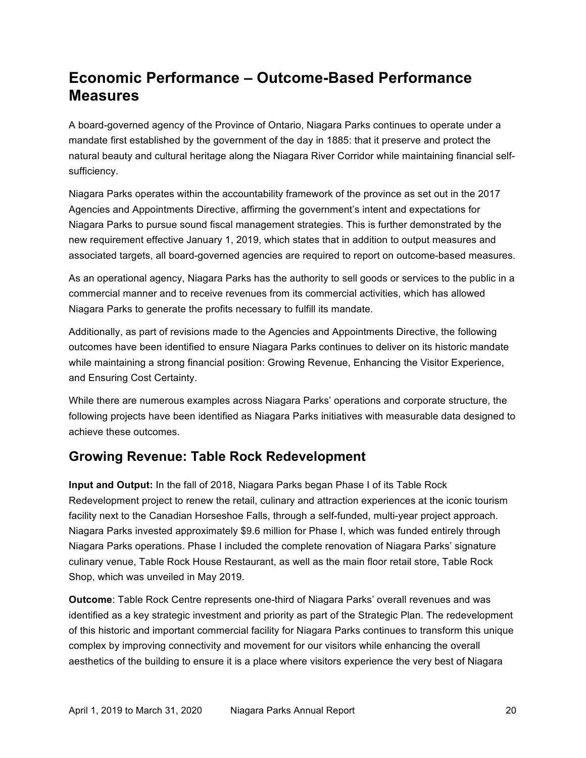# Economic Performance – Outcome-Based Performance Measures

A board-governed agency of the Province of Ontario, Niagara Parks continues to operate under a mandate first established by the government of the day in 1885: that it preserve and protect the natural beauty and cultural heritage along the Niagara River Corridor while maintaining financial self-sufficiency.

Niagara Parks operates within the accountability framework of the province as set out in the 2017 Agencies and Appointments Directive, affirming the government's intent and expectations for Niagara Parks to pursue sound fiscal management strategies. This is further demonstrated by the new requirement effective January 1, 2019, which states that in addition to output measures and associated targets, all board-governed agencies are required to report on outcome-based measures.

As an operational agency, Niagara Parks has the authority to sell goods or services to the public in a commercial manner and to receive revenues from its commercial activities, which has allowed Niagara Parks to generate the profits necessary to fulfill its mandate.

Additionally, as part of revisions made to the Agencies and Appointments Directive, the following outcomes have been identified to ensure Niagara Parks continues to deliver on its historic mandate while maintaining a strong financial position: Growing Revenue, Enhancing the Visitor Experience, and Ensuring Cost Certainty.

While there are numerous examples across Niagara Parks' operations and corporate structure, the following projects have been identified as Niagara Parks initiatives with measurable data designed to achieve these outcomes.

## Growing Revenue: Table Rock Redevelopment

**Input and Output:** In the fall of 2018, Niagara Parks began Phase I of its Table Rock Redevelopment project to renew the retail, culinary and attraction experiences at the iconic tourism facility next to the Canadian Horseshoe Falls, through a self-funded, multi-year project approach. Niagara Parks invested approximately $9.6 million for Phase I, which was funded entirely through Niagara Parks operations. Phase I included the complete renovation of Niagara Parks' signature culinary venue, Table Rock House Restaurant, as well as the main floor retail store, Table Rock Shop, which was unveiled in May 2019.

**Outcome**: Table Rock Centre represents one-third of Niagara Parks' overall revenues and was identified as a key strategic investment and priority as part of the Strategic Plan. The redevelopment of this historic and important commercial facility for Niagara Parks continues to transform this unique complex by improving connectivity and movement for our visitors while enhancing the overall aesthetics of the building to ensure it is a place where visitors experience the very best of Niagara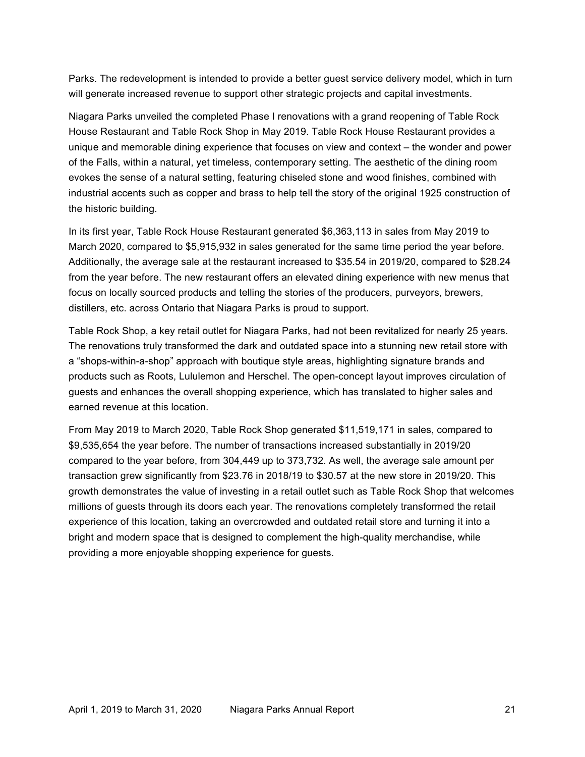Parks. The redevelopment is intended to provide a better guest service delivery model, which in turn will generate increased revenue to support other strategic projects and capital investments.

Niagara Parks unveiled the completed Phase I renovations with a grand reopening of Table Rock House Restaurant and Table Rock Shop in May 2019. Table Rock House Restaurant provides a unique and memorable dining experience that focuses on view and context – the wonder and power of the Falls, within a natural, yet timeless, contemporary setting. The aesthetic of the dining room evokes the sense of a natural setting, featuring chiseled stone and wood finishes, combined with industrial accents such as copper and brass to help tell the story of the original 1925 construction of the historic building.

In its first year, Table Rock House Restaurant generated $6,363,113 in sales from May 2019 to March 2020, compared to $5,915,932 in sales generated for the same time period the year before. Additionally, the average sale at the restaurant increased to $35.54 in 2019/20, compared to $28.24 from the year before. The new restaurant offers an elevated dining experience with new menus that focus on locally sourced products and telling the stories of the producers, purveyors, brewers, distillers, etc. across Ontario that Niagara Parks is proud to support.

Table Rock Shop, a key retail outlet for Niagara Parks, had not been revitalized for nearly 25 years. The renovations truly transformed the dark and outdated space into a stunning new retail store with a "shops-within-a-shop" approach with boutique style areas, highlighting signature brands and products such as Roots, Lululemon and Herschel. The open-concept layout improves circulation of guests and enhances the overall shopping experience, which has translated to higher sales and earned revenue at this location.

From May 2019 to March 2020, Table Rock Shop generated $11,519,171 in sales, compared to $9,535,654 the year before. The number of transactions increased substantially in 2019/20 compared to the year before, from 304,449 up to 373,732. As well, the average sale amount per transaction grew significantly from $23.76 in 2018/19 to $30.57 at the new store in 2019/20. This growth demonstrates the value of investing in a retail outlet such as Table Rock Shop that welcomes millions of guests through its doors each year. The renovations completely transformed the retail experience of this location, taking an overcrowded and outdated retail store and turning it into a bright and modern space that is designed to complement the high-quality merchandise, while providing a more enjoyable shopping experience for guests.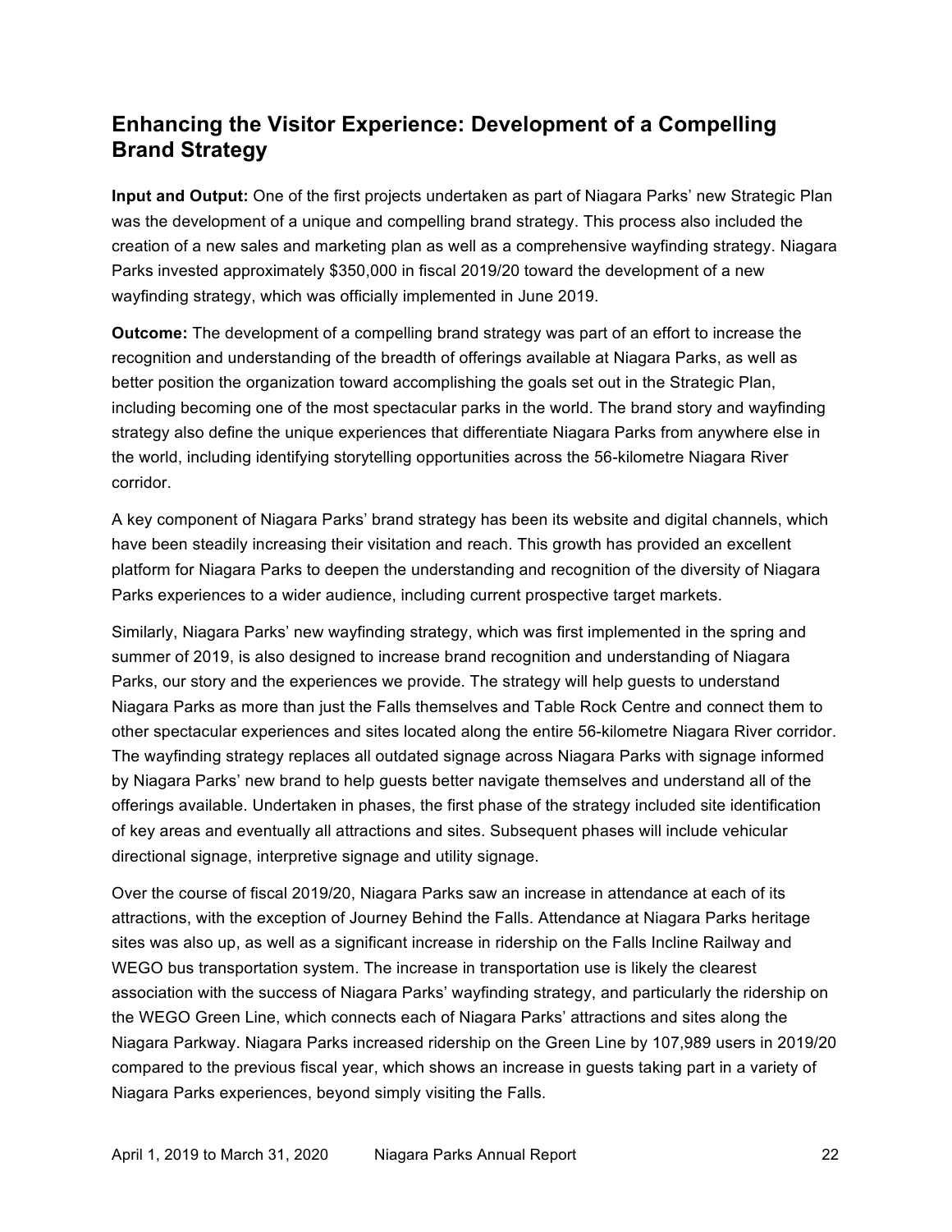## Enhancing the Visitor Experience: Development of a Compelling Brand Strategy

**Input and Output:** One of the first projects undertaken as part of Niagara Parks' new Strategic Plan was the development of a unique and compelling brand strategy. This process also included the creation of a new sales and marketing plan as well as a comprehensive wayfinding strategy. Niagara Parks invested approximately $350,000 in fiscal 2019/20 toward the development of a new wayfinding strategy, which was officially implemented in June 2019.

**Outcome:** The development of a compelling brand strategy was part of an effort to increase the recognition and understanding of the breadth of offerings available at Niagara Parks, as well as better position the organization toward accomplishing the goals set out in the Strategic Plan, including becoming one of the most spectacular parks in the world. The brand story and wayfinding strategy also define the unique experiences that differentiate Niagara Parks from anywhere else in the world, including identifying storytelling opportunities across the 56-kilometre Niagara River corridor.

A key component of Niagara Parks' brand strategy has been its website and digital channels, which have been steadily increasing their visitation and reach. This growth has provided an excellent platform for Niagara Parks to deepen the understanding and recognition of the diversity of Niagara Parks experiences to a wider audience, including current prospective target markets.

Similarly, Niagara Parks' new wayfinding strategy, which was first implemented in the spring and summer of 2019, is also designed to increase brand recognition and understanding of Niagara Parks, our story and the experiences we provide. The strategy will help guests to understand Niagara Parks as more than just the Falls themselves and Table Rock Centre and connect them to other spectacular experiences and sites located along the entire 56-kilometre Niagara River corridor. The wayfinding strategy replaces all outdated signage across Niagara Parks with signage informed by Niagara Parks' new brand to help guests better navigate themselves and understand all of the offerings available. Undertaken in phases, the first phase of the strategy included site identification of key areas and eventually all attractions and sites. Subsequent phases will include vehicular directional signage, interpretive signage and utility signage.

Over the course of fiscal 2019/20, Niagara Parks saw an increase in attendance at each of its attractions, with the exception of Journey Behind the Falls. Attendance at Niagara Parks heritage sites was also up, as well as a significant increase in ridership on the Falls Incline Railway and WEGO bus transportation system. The increase in transportation use is likely the clearest association with the success of Niagara Parks' wayfinding strategy, and particularly the ridership on the WEGO Green Line, which connects each of Niagara Parks' attractions and sites along the Niagara Parkway. Niagara Parks increased ridership on the Green Line by 107,989 users in 2019/20 compared to the previous fiscal year, which shows an increase in guests taking part in a variety of Niagara Parks experiences, beyond simply visiting the Falls.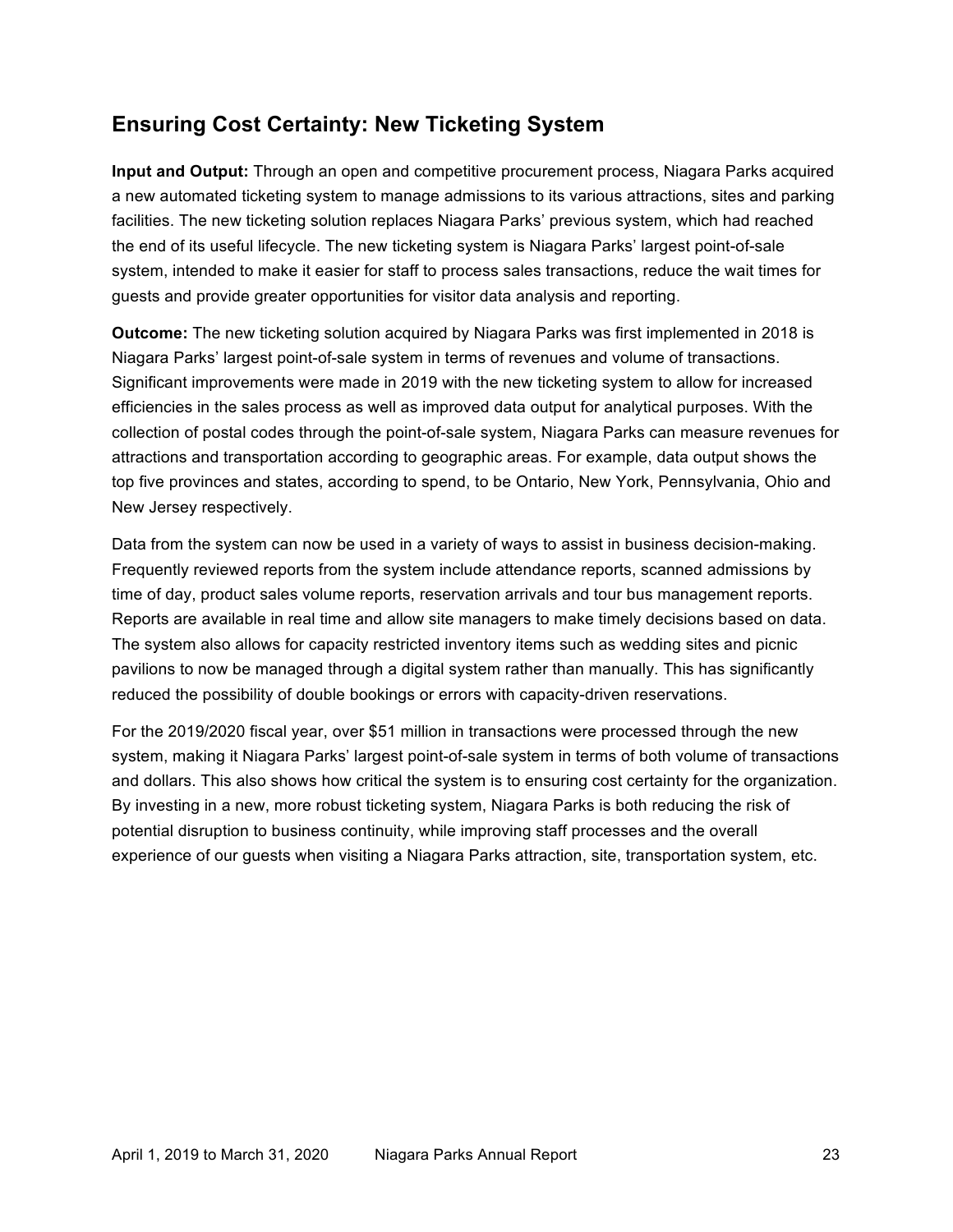## Ensuring Cost Certainty: New Ticketing System

**Input and Output:** Through an open and competitive procurement process, Niagara Parks acquired a new automated ticketing system to manage admissions to its various attractions, sites and parking facilities. The new ticketing solution replaces Niagara Parks' previous system, which had reached the end of its useful lifecycle. The new ticketing system is Niagara Parks' largest point-of-sale system, intended to make it easier for staff to process sales transactions, reduce the wait times for guests and provide greater opportunities for visitor data analysis and reporting.

**Outcome:** The new ticketing solution acquired by Niagara Parks was first implemented in 2018 is Niagara Parks' largest point-of-sale system in terms of revenues and volume of transactions. Significant improvements were made in 2019 with the new ticketing system to allow for increased efficiencies in the sales process as well as improved data output for analytical purposes. With the collection of postal codes through the point-of-sale system, Niagara Parks can measure revenues for attractions and transportation according to geographic areas. For example, data output shows the top five provinces and states, according to spend, to be Ontario, New York, Pennsylvania, Ohio and New Jersey respectively.

Data from the system can now be used in a variety of ways to assist in business decision-making. Frequently reviewed reports from the system include attendance reports, scanned admissions by time of day, product sales volume reports, reservation arrivals and tour bus management reports. Reports are available in real time and allow site managers to make timely decisions based on data. The system also allows for capacity restricted inventory items such as wedding sites and picnic pavilions to now be managed through a digital system rather than manually. This has significantly reduced the possibility of double bookings or errors with capacity-driven reservations.

For the 2019/2020 fiscal year, over $51 million in transactions were processed through the new system, making it Niagara Parks' largest point-of-sale system in terms of both volume of transactions and dollars. This also shows how critical the system is to ensuring cost certainty for the organization. By investing in a new, more robust ticketing system, Niagara Parks is both reducing the risk of potential disruption to business continuity, while improving staff processes and the overall experience of our guests when visiting a Niagara Parks attraction, site, transportation system, etc.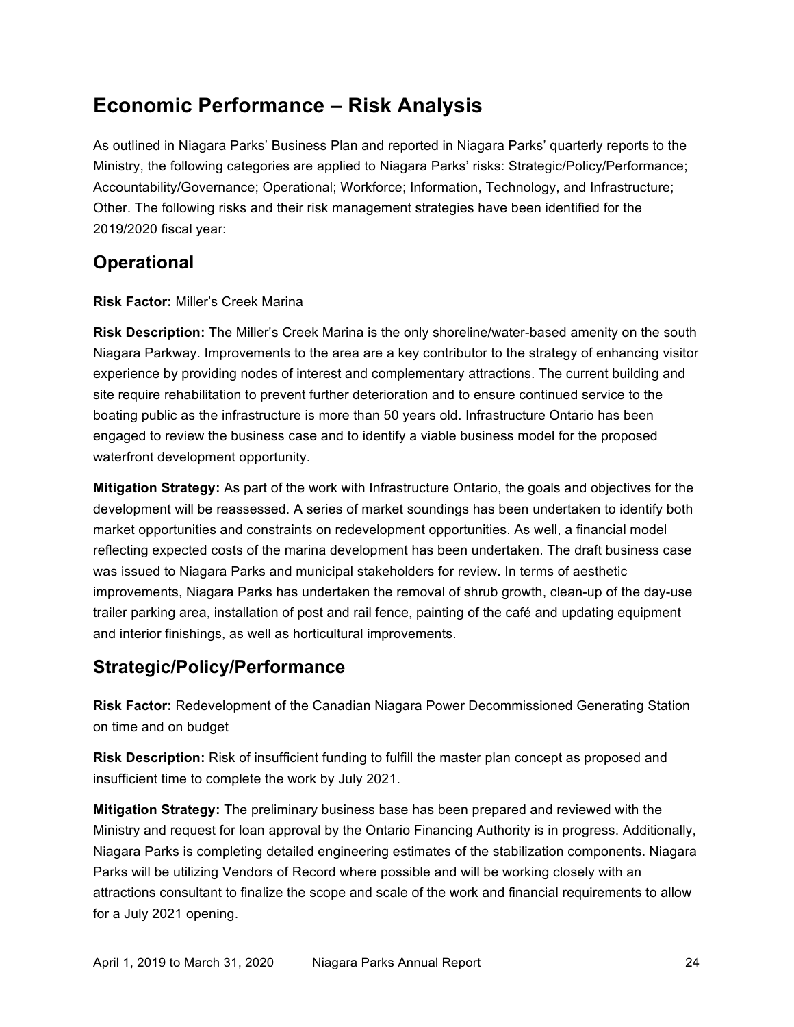# Economic Performance – Risk Analysis

As outlined in Niagara Parks' Business Plan and reported in Niagara Parks' quarterly reports to the Ministry, the following categories are applied to Niagara Parks' risks: Strategic/Policy/Performance; Accountability/Governance; Operational; Workforce; Information, Technology, and Infrastructure; Other. The following risks and their risk management strategies have been identified for the 2019/2020 fiscal year:

## Operational

**Risk Factor:** Miller's Creek Marina

**Risk Description:** The Miller's Creek Marina is the only shoreline/water-based amenity on the south Niagara Parkway. Improvements to the area are a key contributor to the strategy of enhancing visitor experience by providing nodes of interest and complementary attractions. The current building and site require rehabilitation to prevent further deterioration and to ensure continued service to the boating public as the infrastructure is more than 50 years old. Infrastructure Ontario has been engaged to review the business case and to identify a viable business model for the proposed waterfront development opportunity.

**Mitigation Strategy:** As part of the work with Infrastructure Ontario, the goals and objectives for the development will be reassessed. A series of market soundings has been undertaken to identify both market opportunities and constraints on redevelopment opportunities. As well, a financial model reflecting expected costs of the marina development has been undertaken. The draft business case was issued to Niagara Parks and municipal stakeholders for review. In terms of aesthetic improvements, Niagara Parks has undertaken the removal of shrub growth, clean-up of the day-use trailer parking area, installation of post and rail fence, painting of the café and updating equipment and interior finishings, as well as horticultural improvements.

## Strategic/Policy/Performance

**Risk Factor:** Redevelopment of the Canadian Niagara Power Decommissioned Generating Station on time and on budget

**Risk Description:** Risk of insufficient funding to fulfill the master plan concept as proposed and insufficient time to complete the work by July 2021.

**Mitigation Strategy:** The preliminary business base has been prepared and reviewed with the Ministry and request for loan approval by the Ontario Financing Authority is in progress. Additionally, Niagara Parks is completing detailed engineering estimates of the stabilization components. Niagara Parks will be utilizing Vendors of Record where possible and will be working closely with an attractions consultant to finalize the scope and scale of the work and financial requirements to allow for a July 2021 opening.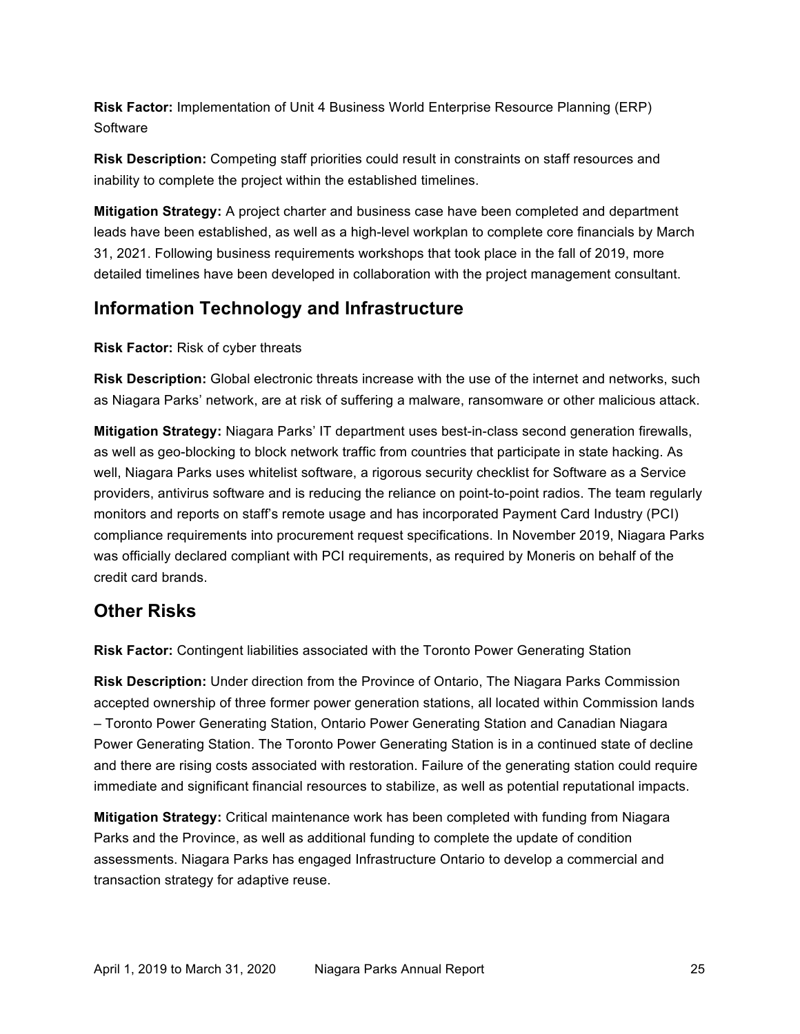**Risk Factor:** Implementation of Unit 4 Business World Enterprise Resource Planning (ERP) Software

**Risk Description:** Competing staff priorities could result in constraints on staff resources and inability to complete the project within the established timelines.

**Mitigation Strategy:** A project charter and business case have been completed and department leads have been established, as well as a high-level workplan to complete core financials by March 31, 2021. Following business requirements workshops that took place in the fall of 2019, more detailed timelines have been developed in collaboration with the project management consultant.

## Information Technology and Infrastructure

**Risk Factor:** Risk of cyber threats

**Risk Description:** Global electronic threats increase with the use of the internet and networks, such as Niagara Parks' network, are at risk of suffering a malware, ransomware or other malicious attack.

**Mitigation Strategy:** Niagara Parks' IT department uses best-in-class second generation firewalls, as well as geo-blocking to block network traffic from countries that participate in state hacking. As well, Niagara Parks uses whitelist software, a rigorous security checklist for Software as a Service providers, antivirus software and is reducing the reliance on point-to-point radios. The team regularly monitors and reports on staff's remote usage and has incorporated Payment Card Industry (PCI) compliance requirements into procurement request specifications. In November 2019, Niagara Parks was officially declared compliant with PCI requirements, as required by Moneris on behalf of the credit card brands.

## Other Risks

**Risk Factor:** Contingent liabilities associated with the Toronto Power Generating Station

**Risk Description:** Under direction from the Province of Ontario, The Niagara Parks Commission accepted ownership of three former power generation stations, all located within Commission lands – Toronto Power Generating Station, Ontario Power Generating Station and Canadian Niagara Power Generating Station. The Toronto Power Generating Station is in a continued state of decline and there are rising costs associated with restoration. Failure of the generating station could require immediate and significant financial resources to stabilize, as well as potential reputational impacts.

**Mitigation Strategy:** Critical maintenance work has been completed with funding from Niagara Parks and the Province, as well as additional funding to complete the update of condition assessments. Niagara Parks has engaged Infrastructure Ontario to develop a commercial and transaction strategy for adaptive reuse.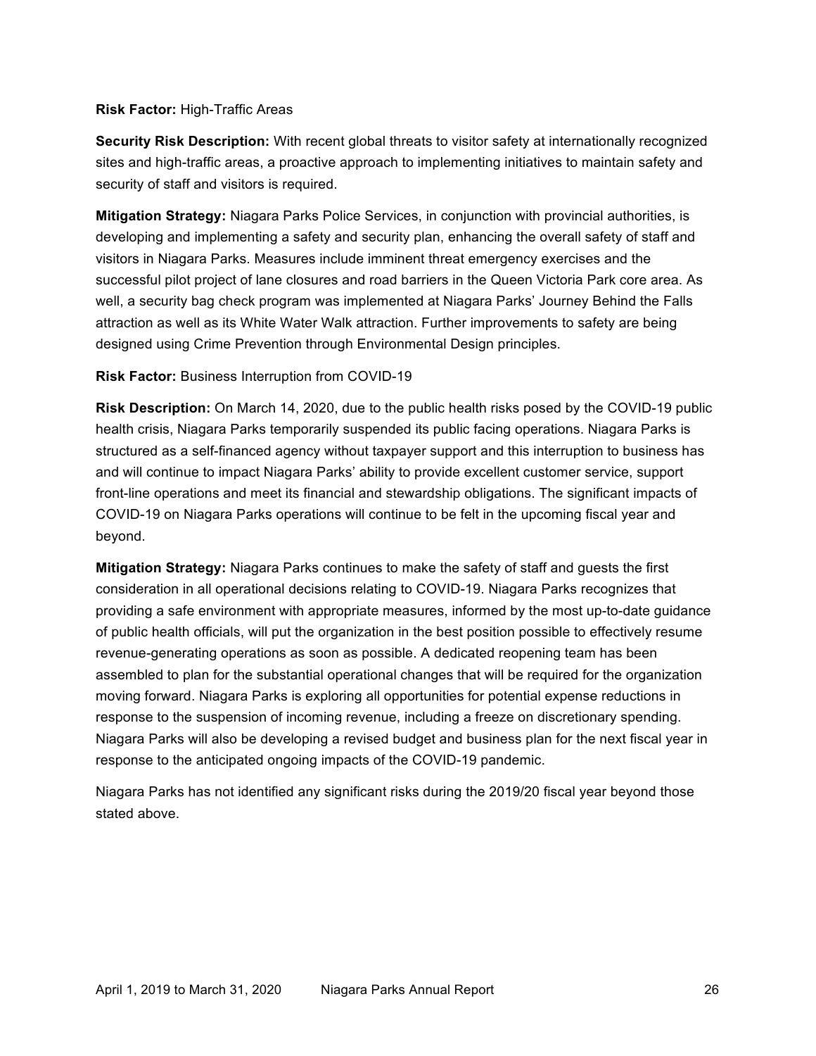**Risk Factor:** High-Traffic Areas

**Security Risk Description:** With recent global threats to visitor safety at internationally recognized sites and high-traffic areas, a proactive approach to implementing initiatives to maintain safety and security of staff and visitors is required.

**Mitigation Strategy:** Niagara Parks Police Services, in conjunction with provincial authorities, is developing and implementing a safety and security plan, enhancing the overall safety of staff and visitors in Niagara Parks. Measures include imminent threat emergency exercises and the successful pilot project of lane closures and road barriers in the Queen Victoria Park core area. As well, a security bag check program was implemented at Niagara Parks' Journey Behind the Falls attraction as well as its White Water Walk attraction. Further improvements to safety are being designed using Crime Prevention through Environmental Design principles.

**Risk Factor:** Business Interruption from COVID-19

**Risk Description:** On March 14, 2020, due to the public health risks posed by the COVID-19 public health crisis, Niagara Parks temporarily suspended its public facing operations. Niagara Parks is structured as a self-financed agency without taxpayer support and this interruption to business has and will continue to impact Niagara Parks' ability to provide excellent customer service, support front-line operations and meet its financial and stewardship obligations. The significant impacts of COVID-19 on Niagara Parks operations will continue to be felt in the upcoming fiscal year and beyond.

**Mitigation Strategy:** Niagara Parks continues to make the safety of staff and guests the first consideration in all operational decisions relating to COVID-19. Niagara Parks recognizes that providing a safe environment with appropriate measures, informed by the most up-to-date guidance of public health officials, will put the organization in the best position possible to effectively resume revenue-generating operations as soon as possible. A dedicated reopening team has been assembled to plan for the substantial operational changes that will be required for the organization moving forward. Niagara Parks is exploring all opportunities for potential expense reductions in response to the suspension of incoming revenue, including a freeze on discretionary spending. Niagara Parks will also be developing a revised budget and business plan for the next fiscal year in response to the anticipated ongoing impacts of the COVID-19 pandemic.

Niagara Parks has not identified any significant risks during the 2019/20 fiscal year beyond those stated above.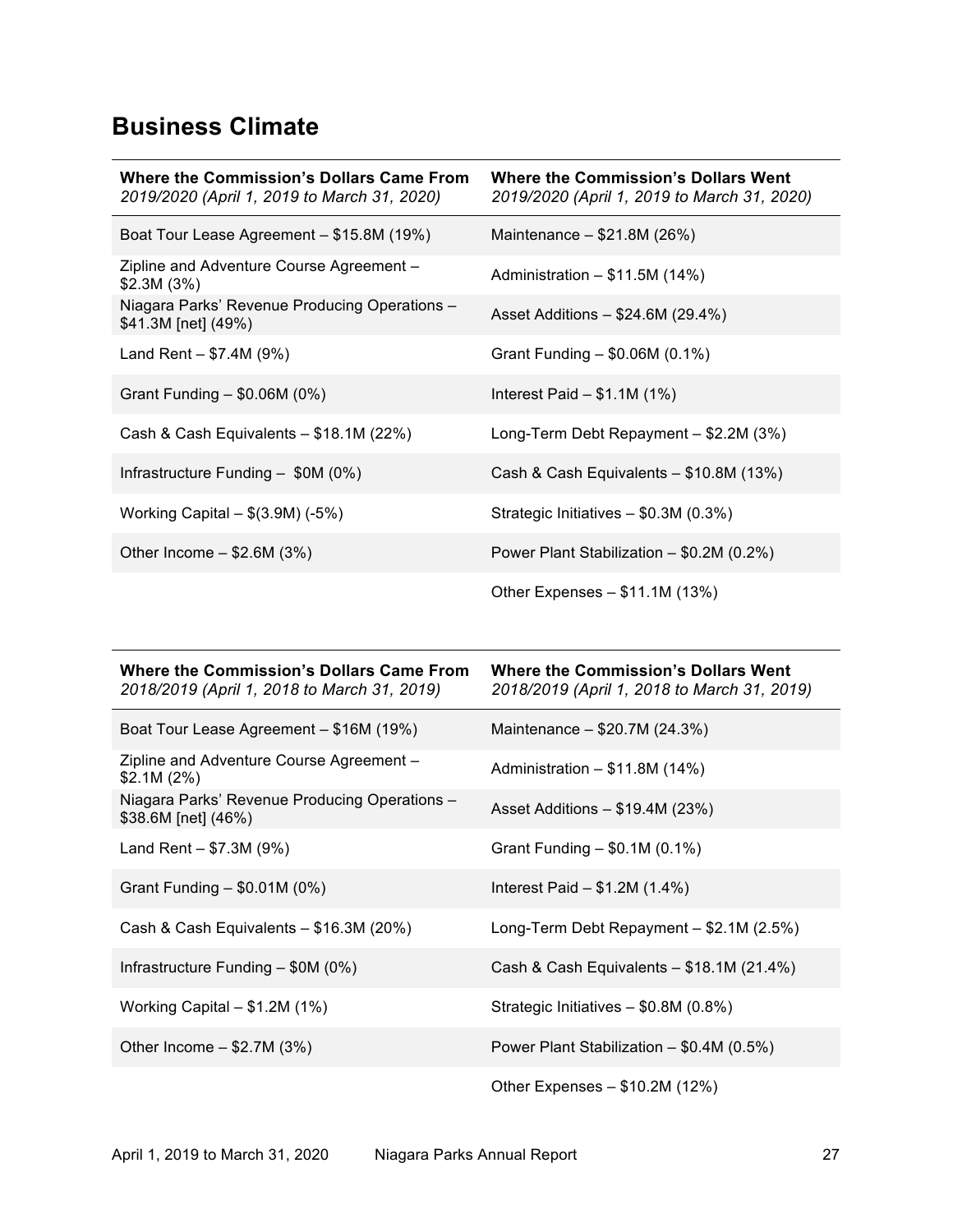## Business Climate

| **Where the Commission's Dollars Came From** *2019/2020 (April 1, 2019 to March 31, 2020)* | **Where the Commission's Dollars Went** *2019/2020 (April 1, 2019 to March 31, 2020)* |
|---|---|
| Boat Tour Lease Agreement – $15.8M (19%) | Maintenance – $21.8M (26%) |
| Zipline and Adventure Course Agreement – $2.3M (3%) | Administration – $11.5M (14%) |
| Niagara Parks' Revenue Producing Operations – $41.3M [net] (49%) | Asset Additions – $24.6M (29.4%) |
| Land Rent – $7.4M (9%) | Grant Funding – $0.06M (0.1%) |
| Grant Funding – $0.06M (0%) | Interest Paid – $1.1M (1%) |
| Cash & Cash Equivalents – $18.1M (22%) | Long-Term Debt Repayment – $2.2M (3%) |
| Infrastructure Funding – $0M (0%) | Cash & Cash Equivalents – $10.8M (13%) |
| Working Capital – $(3.9M) (-5%) | Strategic Initiatives – $0.3M (0.3%) |
| Other Income – $2.6M (3%) | Power Plant Stabilization – $0.2M (0.2%) |
| | Other Expenses – $11.1M (13%) |

| **Where the Commission's Dollars Came From** *2018/2019 (April 1, 2018 to March 31, 2019)* | **Where the Commission's Dollars Went** *2018/2019 (April 1, 2018 to March 31, 2019)* |
|---|---|
| Boat Tour Lease Agreement – $16M (19%) | Maintenance – $20.7M (24.3%) |
| Zipline and Adventure Course Agreement – $2.1M (2%) | Administration – $11.8M (14%) |
| Niagara Parks' Revenue Producing Operations – $38.6M [net] (46%) | Asset Additions – $19.4M (23%) |
| Land Rent – $7.3M (9%) | Grant Funding – $0.1M (0.1%) |
| Grant Funding – $0.01M (0%) | Interest Paid – $1.2M (1.4%) |
| Cash & Cash Equivalents – $16.3M (20%) | Long-Term Debt Repayment – $2.1M (2.5%) |
| Infrastructure Funding – $0M (0%) | Cash & Cash Equivalents – $18.1M (21.4%) |
| Working Capital – $1.2M (1%) | Strategic Initiatives – $0.8M (0.8%) |
| Other Income – $2.7M (3%) | Power Plant Stabilization – $0.4M (0.5%) |
| | Other Expenses – $10.2M (12%) |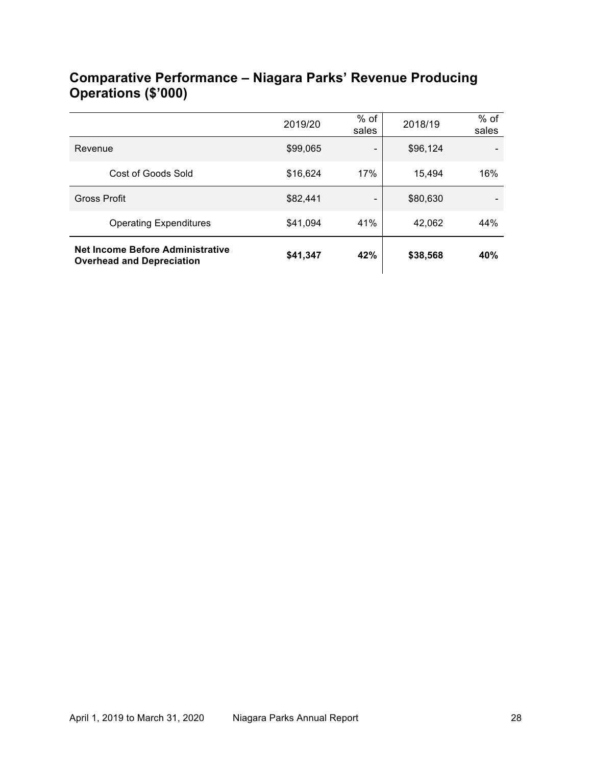## Comparative Performance – Niagara Parks' Revenue Producing Operations ($'000)

| | 2019/20 | % of sales | 2018/19 | % of sales |
|---|---|---|---|---|
| Revenue | $99,065 | - | $96,124 | - |
| Cost of Goods Sold | $16,624 | 17% | 15,494 | 16% |
| Gross Profit | $82,441 | - | $80,630 | - |
| Operating Expenditures | $41,094 | 41% | 42,062 | 44% |
| **Net Income Before Administrative Overhead and Depreciation** | **$41,347** | **42%** | **$38,568** | **40%** |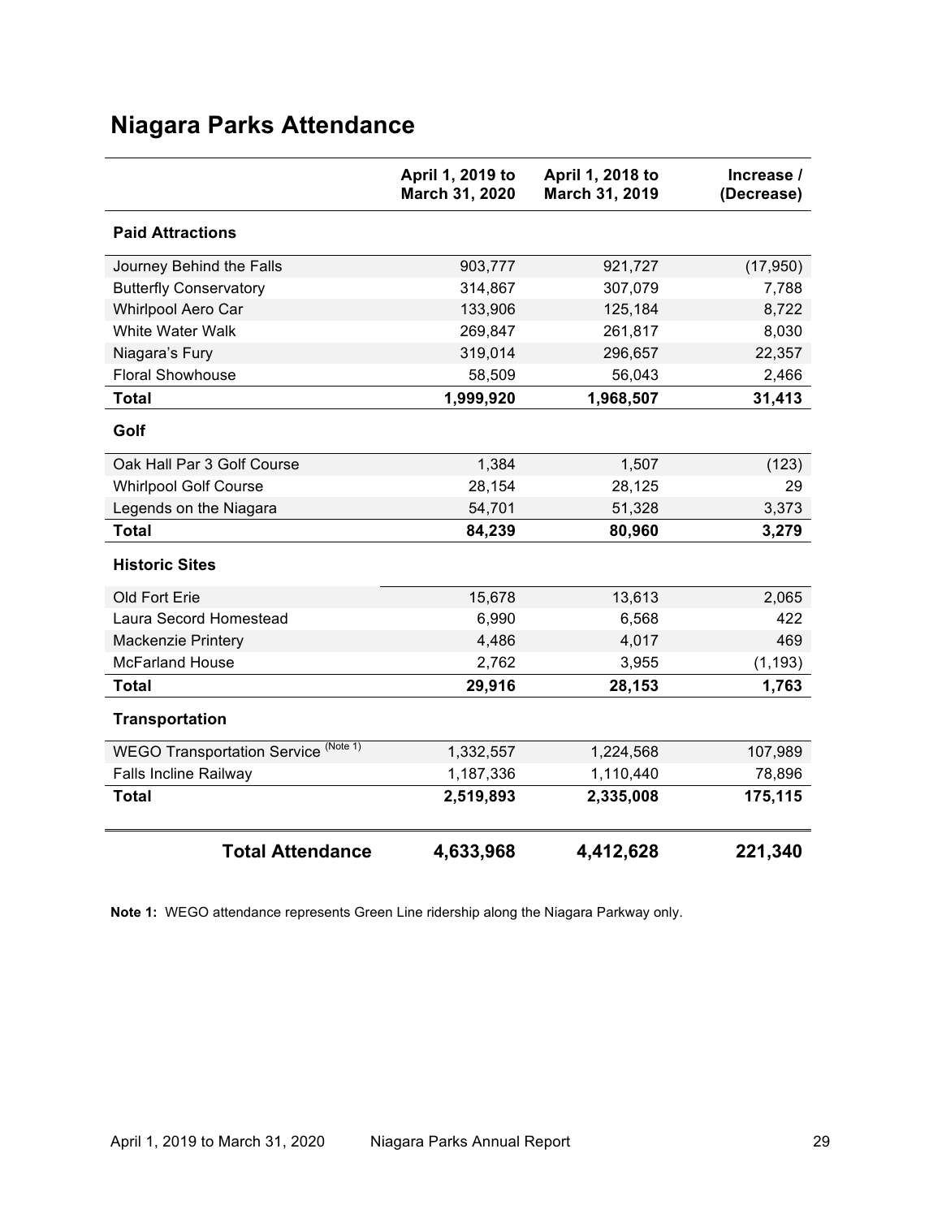# Niagara Parks Attendance

| | April 1, 2019 to March 31, 2020 | April 1, 2018 to March 31, 2019 | Increase / (Decrease) |
|---|---|---|---|
| **Paid Attractions** | | | |
| Journey Behind the Falls | 903,777 | 921,727 | (17,950) |
| Butterfly Conservatory | 314,867 | 307,079 | 7,788 |
| Whirlpool Aero Car | 133,906 | 125,184 | 8,722 |
| White Water Walk | 269,847 | 261,817 | 8,030 |
| Niagara's Fury | 319,014 | 296,657 | 22,357 |
| Floral Showhouse | 58,509 | 56,043 | 2,466 |
| **Total** | **1,999,920** | **1,968,507** | **31,413** |
| **Golf** | | | |
| Oak Hall Par 3 Golf Course | 1,384 | 1,507 | (123) |
| Whirlpool Golf Course | 28,154 | 28,125 | 29 |
| Legends on the Niagara | 54,701 | 51,328 | 3,373 |
| **Total** | **84,239** | **80,960** | **3,279** |
| **Historic Sites** | | | |
| Old Fort Erie | 15,678 | 13,613 | 2,065 |
| Laura Secord Homestead | 6,990 | 6,568 | 422 |
| Mackenzie Printery | 4,486 | 4,017 | 469 |
| McFarland House | 2,762 | 3,955 | (1,193) |
| **Total** | **29,916** | **28,153** | **1,763** |
| **Transportation** | | | |
| WEGO Transportation Service (Note 1) | 1,332,557 | 1,224,568 | 107,989 |
| Falls Incline Railway | 1,187,336 | 1,110,440 | 78,896 |
| **Total** | **2,519,893** | **2,335,008** | **175,115** |
| **Total Attendance** | **4,633,968** | **4,412,628** | **221,340** |

**Note 1:** WEGO attendance represents Green Line ridership along the Niagara Parkway only.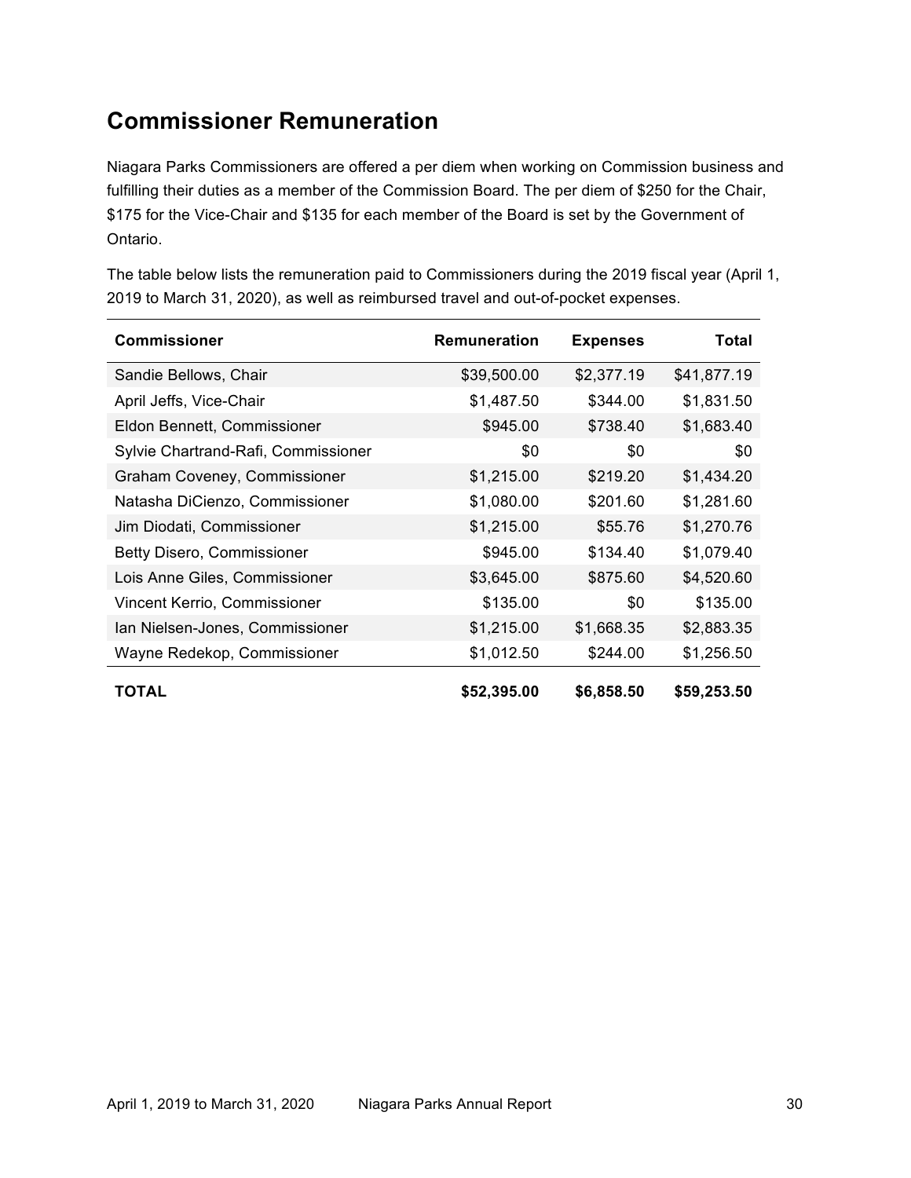## Commissioner Remuneration

Niagara Parks Commissioners are offered a per diem when working on Commission business and fulfilling their duties as a member of the Commission Board. The per diem of $250 for the Chair, $175 for the Vice-Chair and $135 for each member of the Board is set by the Government of Ontario.

The table below lists the remuneration paid to Commissioners during the 2019 fiscal year (April 1, 2019 to March 31, 2020), as well as reimbursed travel and out-of-pocket expenses.

| Commissioner | Remuneration | Expenses | Total |
|---|---:|---:|---:|
| Sandie Bellows, Chair | $39,500.00 | $2,377.19 | $41,877.19 |
| April Jeffs, Vice-Chair | $1,487.50 | $344.00 | $1,831.50 |
| Eldon Bennett, Commissioner | $945.00 | $738.40 | $1,683.40 |
| Sylvie Chartrand-Rafi, Commissioner | $0 | $0 | $0 |
| Graham Coveney, Commissioner | $1,215.00 | $219.20 | $1,434.20 |
| Natasha DiCienzo, Commissioner | $1,080.00 | $201.60 | $1,281.60 |
| Jim Diodati, Commissioner | $1,215.00 | $55.76 | $1,270.76 |
| Betty Disero, Commissioner | $945.00 | $134.40 | $1,079.40 |
| Lois Anne Giles, Commissioner | $3,645.00 | $875.60 | $4,520.60 |
| Vincent Kerrio, Commissioner | $135.00 | $0 | $135.00 |
| Ian Nielsen-Jones, Commissioner | $1,215.00 | $1,668.35 | $2,883.35 |
| Wayne Redekop, Commissioner | $1,012.50 | $244.00 | $1,256.50 |
| **TOTAL** | **$52,395.00** | **$6,858.50** | **$59,253.50** |